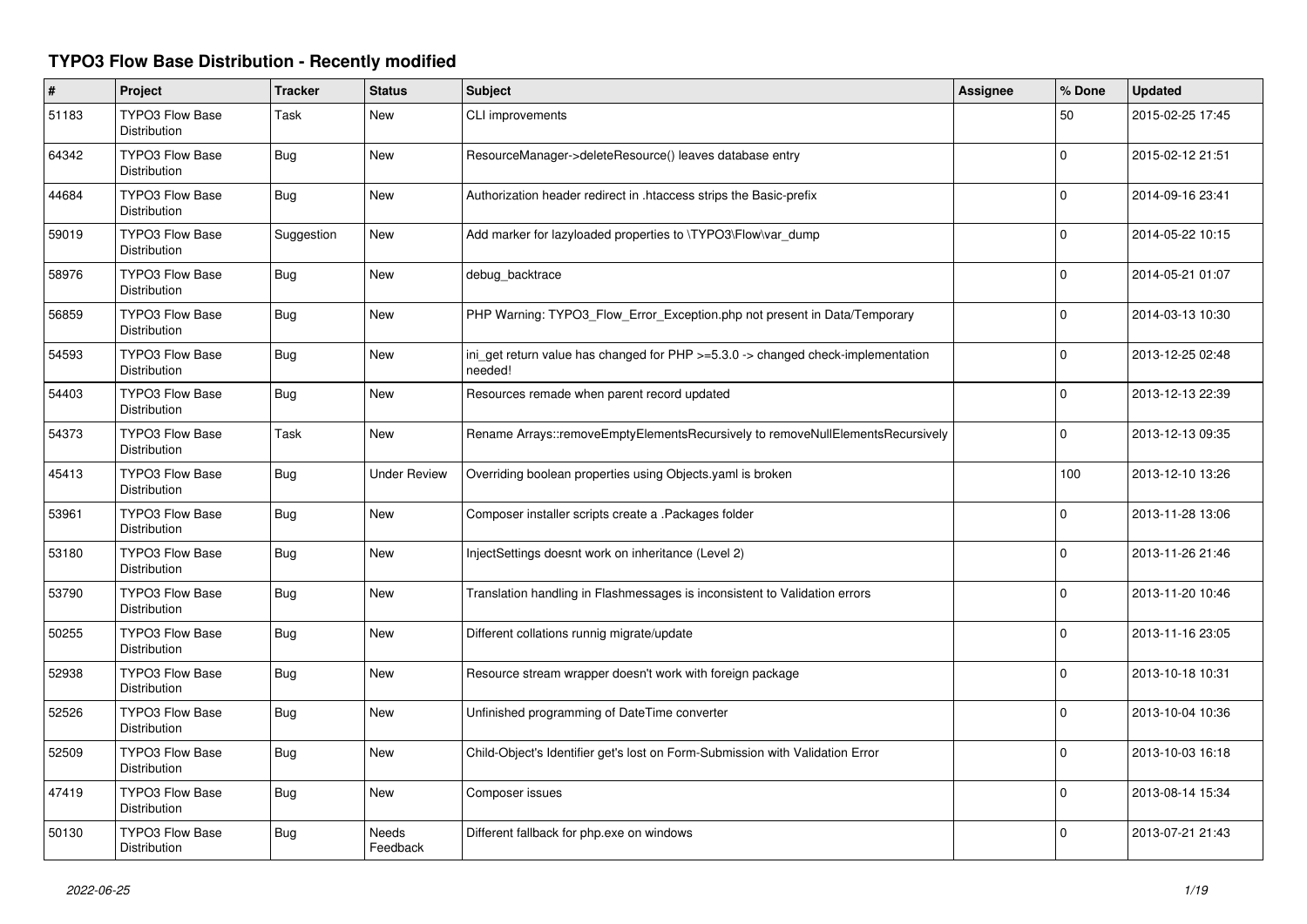# TYPO3 Flow Base Distribution - Recently modified

| # | Project | Tracker | Status | Subject | Assignee | % Done | Updated |
|---|---|---|---|---|---|---|---|
| 51183 | TYPO3 Flow Base Distribution | Task | New | CLI improvements | | 50 | 2015-02-25 17:45 |
| 64342 | TYPO3 Flow Base Distribution | Bug | New | ResourceManager->deleteResource() leaves database entry | | 0 | 2015-02-12 21:51 |
| 44684 | TYPO3 Flow Base Distribution | Bug | New | Authorization header redirect in .htaccess strips the Basic-prefix | | 0 | 2014-09-16 23:41 |
| 59019 | TYPO3 Flow Base Distribution | Suggestion | New | Add marker for lazyloaded properties to \TYPO3\Flow\var_dump | | 0 | 2014-05-22 10:15 |
| 58976 | TYPO3 Flow Base Distribution | Bug | New | debug_backtrace | | 0 | 2014-05-21 01:07 |
| 56859 | TYPO3 Flow Base Distribution | Bug | New | PHP Warning: TYPO3_Flow_Error_Exception.php not present in Data/Temporary | | 0 | 2014-03-13 10:30 |
| 54593 | TYPO3 Flow Base Distribution | Bug | New | ini_get return value has changed for PHP >=5.3.0 -> changed check-implementation needed! | | 0 | 2013-12-25 02:48 |
| 54403 | TYPO3 Flow Base Distribution | Bug | New | Resources remade when parent record updated | | 0 | 2013-12-13 22:39 |
| 54373 | TYPO3 Flow Base Distribution | Task | New | Rename Arrays::removeEmptyElementsRecursively to removeNullElementsRecursively | | 0 | 2013-12-13 09:35 |
| 45413 | TYPO3 Flow Base Distribution | Bug | Under Review | Overriding boolean properties using Objects.yaml is broken | | 100 | 2013-12-10 13:26 |
| 53961 | TYPO3 Flow Base Distribution | Bug | New | Composer installer scripts create a .Packages folder | | 0 | 2013-11-28 13:06 |
| 53180 | TYPO3 Flow Base Distribution | Bug | New | InjectSettings doesnt work on inheritance (Level 2) | | 0 | 2013-11-26 21:46 |
| 53790 | TYPO3 Flow Base Distribution | Bug | New | Translation handling in Flashmessages is inconsistent to Validation errors | | 0 | 2013-11-20 10:46 |
| 50255 | TYPO3 Flow Base Distribution | Bug | New | Different collations runnig migrate/update | | 0 | 2013-11-16 23:05 |
| 52938 | TYPO3 Flow Base Distribution | Bug | New | Resource stream wrapper doesn't work with foreign package | | 0 | 2013-10-18 10:31 |
| 52526 | TYPO3 Flow Base Distribution | Bug | New | Unfinished programming of DateTime converter | | 0 | 2013-10-04 10:36 |
| 52509 | TYPO3 Flow Base Distribution | Bug | New | Child-Object's Identifier get's lost on Form-Submission with Validation Error | | 0 | 2013-10-03 16:18 |
| 47419 | TYPO3 Flow Base Distribution | Bug | New | Composer issues | | 0 | 2013-08-14 15:34 |
| 50130 | TYPO3 Flow Base Distribution | Bug | Needs Feedback | Different fallback for php.exe on windows | | 0 | 2013-07-21 21:43 |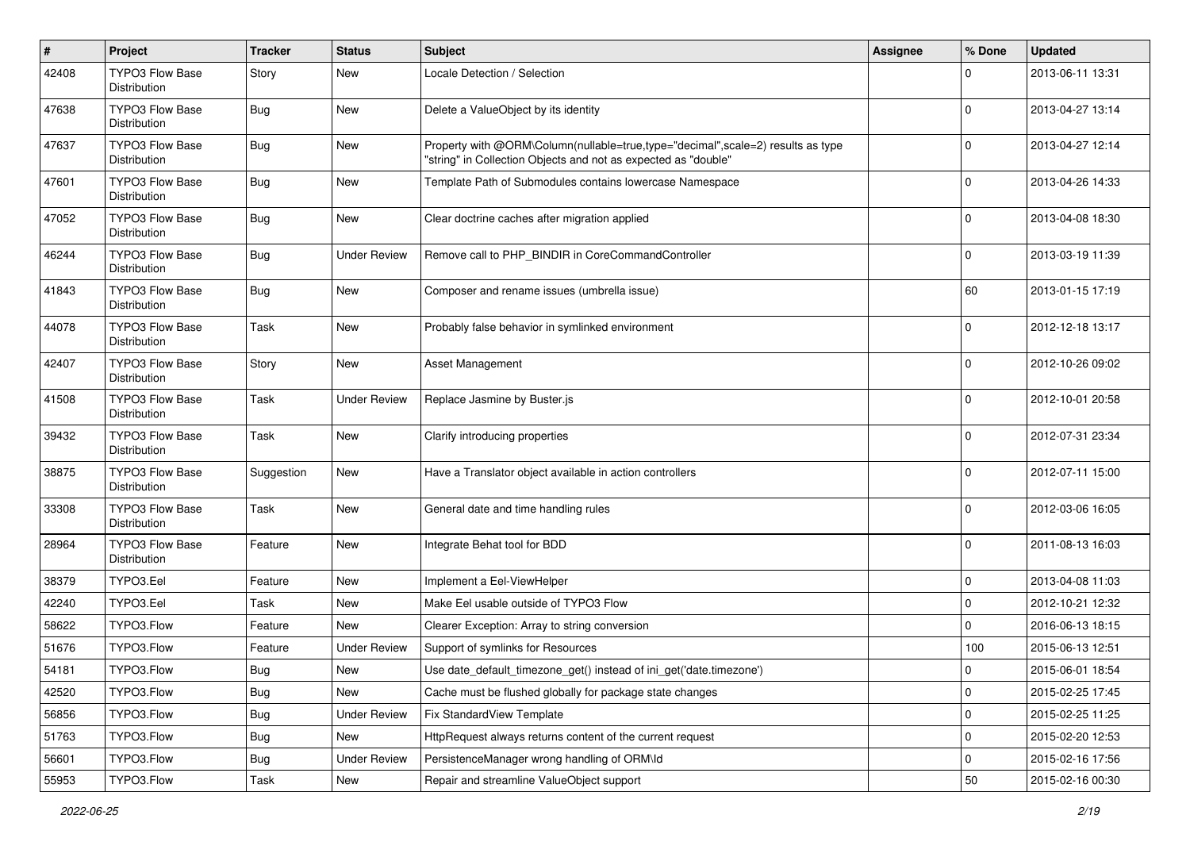| # | Project | Tracker | Status | Subject | Assignee | % Done | Updated |
|---|---|---|---|---|---|---|---|
| 42408 | TYPO3 Flow Base Distribution | Story | New | Locale Detection / Selection | | 0 | 2013-06-11 13:31 |
| 47638 | TYPO3 Flow Base Distribution | Bug | New | Delete a ValueObject by its identity | | 0 | 2013-04-27 13:14 |
| 47637 | TYPO3 Flow Base Distribution | Bug | New | Property with @ORM\Column(nullable=true,type="decimal",scale=2) results as type "string" in Collection Objects and not as expected as "double" | | 0 | 2013-04-27 12:14 |
| 47601 | TYPO3 Flow Base Distribution | Bug | New | Template Path of Submodules contains lowercase Namespace | | 0 | 2013-04-26 14:33 |
| 47052 | TYPO3 Flow Base Distribution | Bug | New | Clear doctrine caches after migration applied | | 0 | 2013-04-08 18:30 |
| 46244 | TYPO3 Flow Base Distribution | Bug | Under Review | Remove call to PHP_BINDIR in CoreCommandController | | 0 | 2013-03-19 11:39 |
| 41843 | TYPO3 Flow Base Distribution | Bug | New | Composer and rename issues (umbrella issue) | | 60 | 2013-01-15 17:19 |
| 44078 | TYPO3 Flow Base Distribution | Task | New | Probably false behavior in symlinked environment | | 0 | 2012-12-18 13:17 |
| 42407 | TYPO3 Flow Base Distribution | Story | New | Asset Management | | 0 | 2012-10-26 09:02 |
| 41508 | TYPO3 Flow Base Distribution | Task | Under Review | Replace Jasmine by Buster.js | | 0 | 2012-10-01 20:58 |
| 39432 | TYPO3 Flow Base Distribution | Task | New | Clarify introducing properties | | 0 | 2012-07-31 23:34 |
| 38875 | TYPO3 Flow Base Distribution | Suggestion | New | Have a Translator object available in action controllers | | 0 | 2012-07-11 15:00 |
| 33308 | TYPO3 Flow Base Distribution | Task | New | General date and time handling rules | | 0 | 2012-03-06 16:05 |
| 28964 | TYPO3 Flow Base Distribution | Feature | New | Integrate Behat tool for BDD | | 0 | 2011-08-13 16:03 |
| 38379 | TYPO3.Eel | Feature | New | Implement a Eel-ViewHelper | | 0 | 2013-04-08 11:03 |
| 42240 | TYPO3.Eel | Task | New | Make Eel usable outside of TYPO3 Flow | | 0 | 2012-10-21 12:32 |
| 58622 | TYPO3.Flow | Feature | New | Clearer Exception: Array to string conversion | | 0 | 2016-06-13 18:15 |
| 51676 | TYPO3.Flow | Feature | Under Review | Support of symlinks for Resources | | 100 | 2015-06-13 12:51 |
| 54181 | TYPO3.Flow | Bug | New | Use date_default_timezone_get() instead of ini_get('date.timezone') | | 0 | 2015-06-01 18:54 |
| 42520 | TYPO3.Flow | Bug | New | Cache must be flushed globally for package state changes | | 0 | 2015-02-25 17:45 |
| 56856 | TYPO3.Flow | Bug | Under Review | Fix StandardView Template | | 0 | 2015-02-25 11:25 |
| 51763 | TYPO3.Flow | Bug | New | HttpRequest always returns content of the current request | | 0 | 2015-02-20 12:53 |
| 56601 | TYPO3.Flow | Bug | Under Review | PersistenceManager wrong handling of ORM\Id | | 0 | 2015-02-16 17:56 |
| 55953 | TYPO3.Flow | Task | New | Repair and streamline ValueObject support | | 50 | 2015-02-16 00:30 |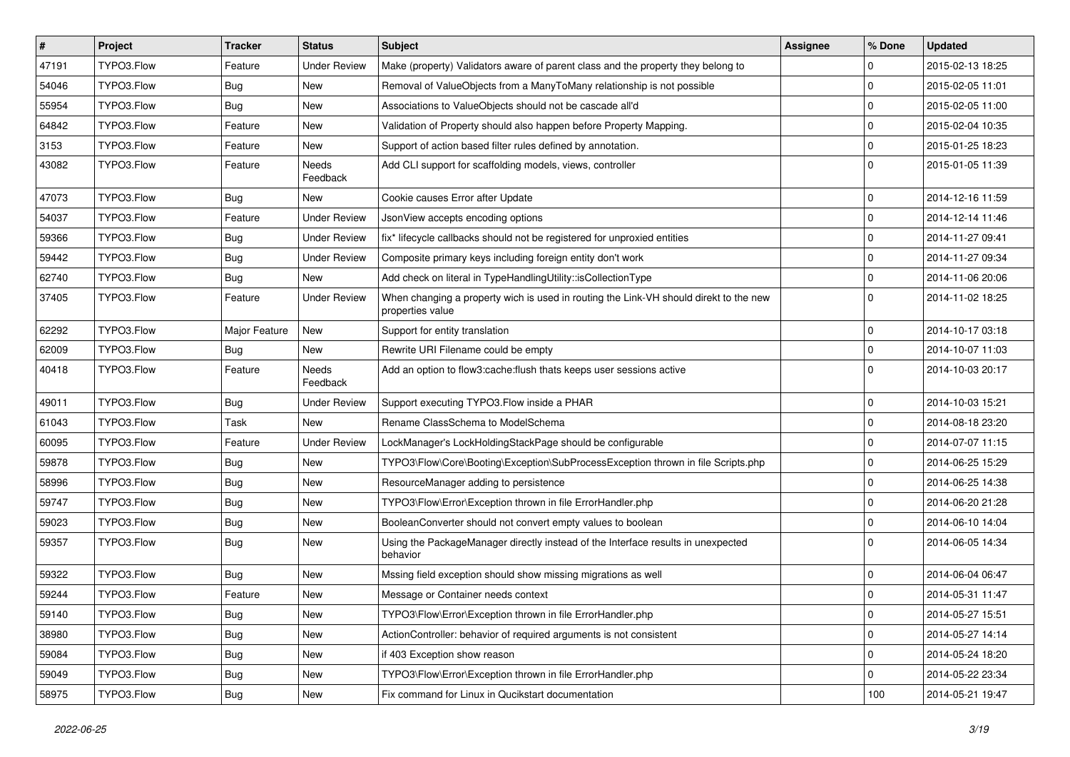| # | Project | Tracker | Status | Subject | Assignee | % Done | Updated |
|---|---|---|---|---|---|---|---|
| 47191 | TYPO3.Flow | Feature | Under Review | Make (property) Validators aware of parent class and the property they belong to | | 0 | 2015-02-13 18:25 |
| 54046 | TYPO3.Flow | Bug | New | Removal of ValueObjects from a ManyToMany relationship is not possible | | 0 | 2015-02-05 11:01 |
| 55954 | TYPO3.Flow | Bug | New | Associations to ValueObjects should not be cascade all'd | | 0 | 2015-02-05 11:00 |
| 64842 | TYPO3.Flow | Feature | New | Validation of Property should also happen before Property Mapping. | | 0 | 2015-02-04 10:35 |
| 3153 | TYPO3.Flow | Feature | New | Support of action based filter rules defined by annotation. | | 0 | 2015-01-25 18:23 |
| 43082 | TYPO3.Flow | Feature | Needs Feedback | Add CLI support for scaffolding models, views, controller | | 0 | 2015-01-05 11:39 |
| 47073 | TYPO3.Flow | Bug | New | Cookie causes Error after Update | | 0 | 2014-12-16 11:59 |
| 54037 | TYPO3.Flow | Feature | Under Review | JsonView accepts encoding options | | 0 | 2014-12-14 11:46 |
| 59366 | TYPO3.Flow | Bug | Under Review | fix* lifecycle callbacks should not be registered for unproxied entities | | 0 | 2014-11-27 09:41 |
| 59442 | TYPO3.Flow | Bug | Under Review | Composite primary keys including foreign entity don't work | | 0 | 2014-11-27 09:34 |
| 62740 | TYPO3.Flow | Bug | New | Add check on literal in TypeHandlingUtility::isCollectionType | | 0 | 2014-11-06 20:06 |
| 37405 | TYPO3.Flow | Feature | Under Review | When changing a property wich is used in routing the Link-VH should direkt to the new properties value | | 0 | 2014-11-02 18:25 |
| 62292 | TYPO3.Flow | Major Feature | New | Support for entity translation | | 0 | 2014-10-17 03:18 |
| 62009 | TYPO3.Flow | Bug | New | Rewrite URI Filename could be empty | | 0 | 2014-10-07 11:03 |
| 40418 | TYPO3.Flow | Feature | Needs Feedback | Add an option to flow3:cache:flush thats keeps user sessions active | | 0 | 2014-10-03 20:17 |
| 49011 | TYPO3.Flow | Bug | Under Review | Support executing TYPO3.Flow inside a PHAR | | 0 | 2014-10-03 15:21 |
| 61043 | TYPO3.Flow | Task | New | Rename ClassSchema to ModelSchema | | 0 | 2014-08-18 23:20 |
| 60095 | TYPO3.Flow | Feature | Under Review | LockManager's LockHoldingStackPage should be configurable | | 0 | 2014-07-07 11:15 |
| 59878 | TYPO3.Flow | Bug | New | TYPO3\Flow\Core\Booting\Exception\SubProcessException thrown in file Scripts.php | | 0 | 2014-06-25 15:29 |
| 58996 | TYPO3.Flow | Bug | New | ResourceManager adding to persistence | | 0 | 2014-06-25 14:38 |
| 59747 | TYPO3.Flow | Bug | New | TYPO3\Flow\Error\Exception thrown in file ErrorHandler.php | | 0 | 2014-06-20 21:28 |
| 59023 | TYPO3.Flow | Bug | New | BooleanConverter should not convert empty values to boolean | | 0 | 2014-06-10 14:04 |
| 59357 | TYPO3.Flow | Bug | New | Using the PackageManager directly instead of the Interface results in unexpected behavior | | 0 | 2014-06-05 14:34 |
| 59322 | TYPO3.Flow | Bug | New | Mssing field exception should show missing migrations as well | | 0 | 2014-06-04 06:47 |
| 59244 | TYPO3.Flow | Feature | New | Message or Container needs context | | 0 | 2014-05-31 11:47 |
| 59140 | TYPO3.Flow | Bug | New | TYPO3\Flow\Error\Exception thrown in file ErrorHandler.php | | 0 | 2014-05-27 15:51 |
| 38980 | TYPO3.Flow | Bug | New | ActionController: behavior of required arguments is not consistent | | 0 | 2014-05-27 14:14 |
| 59084 | TYPO3.Flow | Bug | New | if 403 Exception show reason | | 0 | 2014-05-24 18:20 |
| 59049 | TYPO3.Flow | Bug | New | TYPO3\Flow\Error\Exception thrown in file ErrorHandler.php | | 0 | 2014-05-22 23:34 |
| 58975 | TYPO3.Flow | Bug | New | Fix command for Linux in Qucikstart documentation | | 100 | 2014-05-21 19:47 |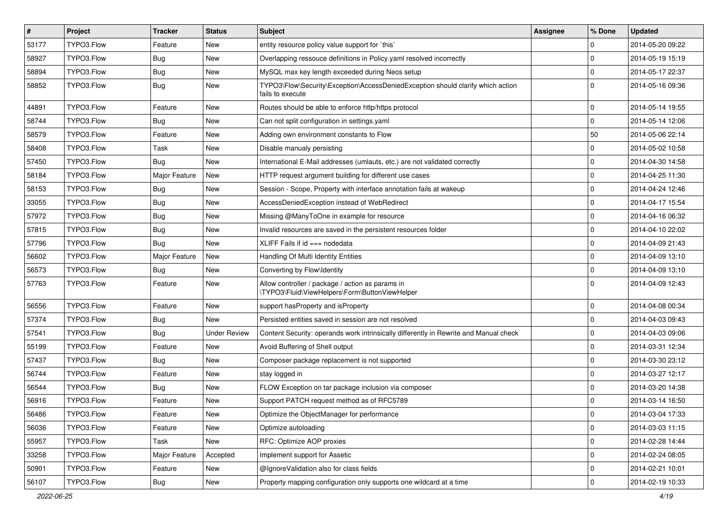| # | Project | Tracker | Status | Subject | Assignee | % Done | Updated |
|---|---|---|---|---|---|---|---|
| 53177 | TYPO3.Flow | Feature | New | entity resource policy value support for `this` | | 0 | 2014-05-20 09:22 |
| 58927 | TYPO3.Flow | Bug | New | Overlapping ressouce definitions in Policy.yaml resolved incorrectly | | 0 | 2014-05-19 15:19 |
| 58894 | TYPO3.Flow | Bug | New | MySQL max key length exceeded during Neos setup | | 0 | 2014-05-17 22:37 |
| 58852 | TYPO3.Flow | Bug | New | TYPO3\Flow\Security\Exception\AccessDeniedException should clarify which action fails to execute | | 0 | 2014-05-16 09:36 |
| 44891 | TYPO3.Flow | Feature | New | Routes should be able to enforce http/https protocol | | 0 | 2014-05-14 19:55 |
| 58744 | TYPO3.Flow | Bug | New | Can not split configuration in settings.yaml | | 0 | 2014-05-14 12:06 |
| 58579 | TYPO3.Flow | Feature | New | Adding own environment constants to Flow | | 50 | 2014-05-06 22:14 |
| 58408 | TYPO3.Flow | Task | New | Disable manualy persisting | | 0 | 2014-05-02 10:58 |
| 57450 | TYPO3.Flow | Bug | New | International E-Mail addresses (umlauts, etc.) are not validated correctly | | 0 | 2014-04-30 14:58 |
| 58184 | TYPO3.Flow | Major Feature | New | HTTP request argument building for different use cases | | 0 | 2014-04-25 11:30 |
| 58153 | TYPO3.Flow | Bug | New | Session - Scope, Property with interface annotation fails at wakeup | | 0 | 2014-04-24 12:46 |
| 33055 | TYPO3.Flow | Bug | New | AccessDeniedException instead of WebRedirect | | 0 | 2014-04-17 15:54 |
| 57972 | TYPO3.Flow | Bug | New | Missing @ManyToOne in example for resource | | 0 | 2014-04-16 06:32 |
| 57815 | TYPO3.Flow | Bug | New | Invalid resources are saved in the persistent resources folder | | 0 | 2014-04-10 22:02 |
| 57796 | TYPO3.Flow | Bug | New | XLIFF Fails if id === nodedata | | 0 | 2014-04-09 21:43 |
| 56602 | TYPO3.Flow | Major Feature | New | Handling Of Multi Identity Entities | | 0 | 2014-04-09 13:10 |
| 56573 | TYPO3.Flow | Bug | New | Converting by Flow\Identity | | 0 | 2014-04-09 13:10 |
| 57763 | TYPO3.Flow | Feature | New | Allow controller / package / action as params in \TYPO3\Fluid\ViewHelpers\Form\ButtonViewHelper | | 0 | 2014-04-09 12:43 |
| 56556 | TYPO3.Flow | Feature | New | support hasProperty and isProperty | | 0 | 2014-04-08 00:34 |
| 57374 | TYPO3.Flow | Bug | New | Persisted entities saved in session are not resolved | | 0 | 2014-04-03 09:43 |
| 57541 | TYPO3.Flow | Bug | Under Review | Content Security: operands work intrinsically differently in Rewrite and Manual check | | 0 | 2014-04-03 09:06 |
| 55199 | TYPO3.Flow | Feature | New | Avoid Buffering of Shell output | | 0 | 2014-03-31 12:34 |
| 57437 | TYPO3.Flow | Bug | New | Composer package replacement is not supported | | 0 | 2014-03-30 23:12 |
| 56744 | TYPO3.Flow | Feature | New | stay logged in | | 0 | 2014-03-27 12:17 |
| 56544 | TYPO3.Flow | Bug | New | FLOW Exception on tar package inclusion via composer | | 0 | 2014-03-20 14:38 |
| 56916 | TYPO3.Flow | Feature | New | Support PATCH request method as of RFC5789 | | 0 | 2014-03-14 16:50 |
| 56486 | TYPO3.Flow | Feature | New | Optimize the ObjectManager for performance | | 0 | 2014-03-04 17:33 |
| 56036 | TYPO3.Flow | Feature | New | Optimize autoloading | | 0 | 2014-03-03 11:15 |
| 55957 | TYPO3.Flow | Task | New | RFC: Optimize AOP proxies | | 0 | 2014-02-28 14:44 |
| 33258 | TYPO3.Flow | Major Feature | Accepted | Implement support for Assetic | | 0 | 2014-02-24 08:05 |
| 50901 | TYPO3.Flow | Feature | New | @IgnoreValidation also for class fields | | 0 | 2014-02-21 10:01 |
| 56107 | TYPO3.Flow | Bug | New | Property mapping configuration only supports one wildcard at a time | | 0 | 2014-02-19 10:33 |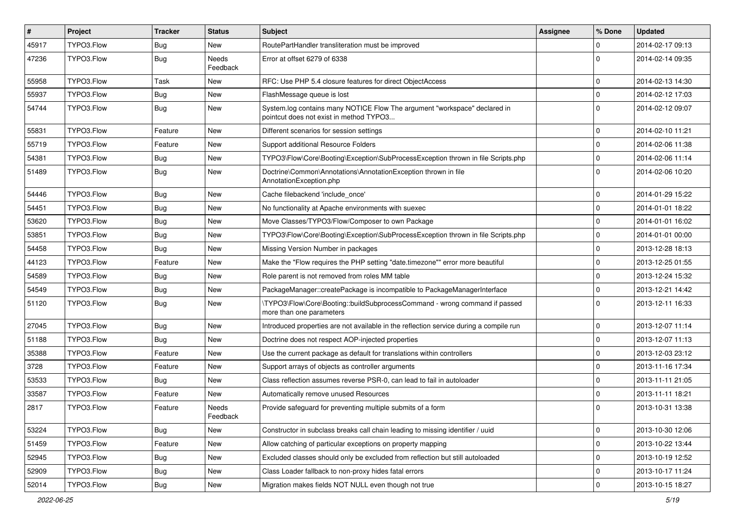| # | Project | Tracker | Status | Subject | Assignee | % Done | Updated |
|---|---|---|---|---|---|---|---|
| 45917 | TYPO3.Flow | Bug | New | RoutePartHandler transliteration must be improved | | 0 | 2014-02-17 09:13 |
| 47236 | TYPO3.Flow | Bug | Needs Feedback | Error at offset 6279 of 6338 | | 0 | 2014-02-14 09:35 |
| 55958 | TYPO3.Flow | Task | New | RFC: Use PHP 5.4 closure features for direct ObjectAccess | | 0 | 2014-02-13 14:30 |
| 55937 | TYPO3.Flow | Bug | New | FlashMessage queue is lost | | 0 | 2014-02-12 17:03 |
| 54744 | TYPO3.Flow | Bug | New | System.log contains many NOTICE Flow The argument "workspace" declared in pointcut does not exist in method TYPO3... | | 0 | 2014-02-12 09:07 |
| 55831 | TYPO3.Flow | Feature | New | Different scenarios for session settings | | 0 | 2014-02-10 11:21 |
| 55719 | TYPO3.Flow | Feature | New | Support additional Resource Folders | | 0 | 2014-02-06 11:38 |
| 54381 | TYPO3.Flow | Bug | New | TYPO3\Flow\Core\Booting\Exception\SubProcessException thrown in file Scripts.php | | 0 | 2014-02-06 11:14 |
| 51489 | TYPO3.Flow | Bug | New | Doctrine\Common\Annotations\AnnotationException thrown in file AnnotationException.php | | 0 | 2014-02-06 10:20 |
| 54446 | TYPO3.Flow | Bug | New | Cache filebackend 'include_once' | | 0 | 2014-01-29 15:22 |
| 54451 | TYPO3.Flow | Bug | New | No functionality at Apache environments with suexec | | 0 | 2014-01-01 18:22 |
| 53620 | TYPO3.Flow | Bug | New | Move Classes/TYPO3/Flow/Composer to own Package | | 0 | 2014-01-01 16:02 |
| 53851 | TYPO3.Flow | Bug | New | TYPO3\Flow\Core\Booting\Exception\SubProcessException thrown in file Scripts.php | | 0 | 2014-01-01 00:00 |
| 54458 | TYPO3.Flow | Bug | New | Missing Version Number in packages | | 0 | 2013-12-28 18:13 |
| 44123 | TYPO3.Flow | Feature | New | Make the "Flow requires the PHP setting "date.timezone"" error more beautiful | | 0 | 2013-12-25 01:55 |
| 54589 | TYPO3.Flow | Bug | New | Role parent is not removed from roles MM table | | 0 | 2013-12-24 15:32 |
| 54549 | TYPO3.Flow | Bug | New | PackageManager::createPackage is incompatible to PackageManagerInterface | | 0 | 2013-12-21 14:42 |
| 51120 | TYPO3.Flow | Bug | New | \TYPO3\Flow\Core\Booting::buildSubprocessCommand - wrong command if passed more than one parameters | | 0 | 2013-12-11 16:33 |
| 27045 | TYPO3.Flow | Bug | New | Introduced properties are not available in the reflection service during a compile run | | 0 | 2013-12-07 11:14 |
| 51188 | TYPO3.Flow | Bug | New | Doctrine does not respect AOP-injected properties | | 0 | 2013-12-07 11:13 |
| 35388 | TYPO3.Flow | Feature | New | Use the current package as default for translations within controllers | | 0 | 2013-12-03 23:12 |
| 3728 | TYPO3.Flow | Feature | New | Support arrays of objects as controller arguments | | 0 | 2013-11-16 17:34 |
| 53533 | TYPO3.Flow | Bug | New | Class reflection assumes reverse PSR-0, can lead to fail in autoloader | | 0 | 2013-11-11 21:05 |
| 33587 | TYPO3.Flow | Feature | New | Automatically remove unused Resources | | 0 | 2013-11-11 18:21 |
| 2817 | TYPO3.Flow | Feature | Needs Feedback | Provide safeguard for preventing multiple submits of a form | | 0 | 2013-10-31 13:38 |
| 53224 | TYPO3.Flow | Bug | New | Constructor in subclass breaks call chain leading to missing identifier / uuid | | 0 | 2013-10-30 12:06 |
| 51459 | TYPO3.Flow | Feature | New | Allow catching of particular exceptions on property mapping | | 0 | 2013-10-22 13:44 |
| 52945 | TYPO3.Flow | Bug | New | Excluded classes should only be excluded from reflection but still autoloaded | | 0 | 2013-10-19 12:52 |
| 52909 | TYPO3.Flow | Bug | New | Class Loader fallback to non-proxy hides fatal errors | | 0 | 2013-10-17 11:24 |
| 52014 | TYPO3.Flow | Bug | New | Migration makes fields NOT NULL even though not true | | 0 | 2013-10-15 18:27 |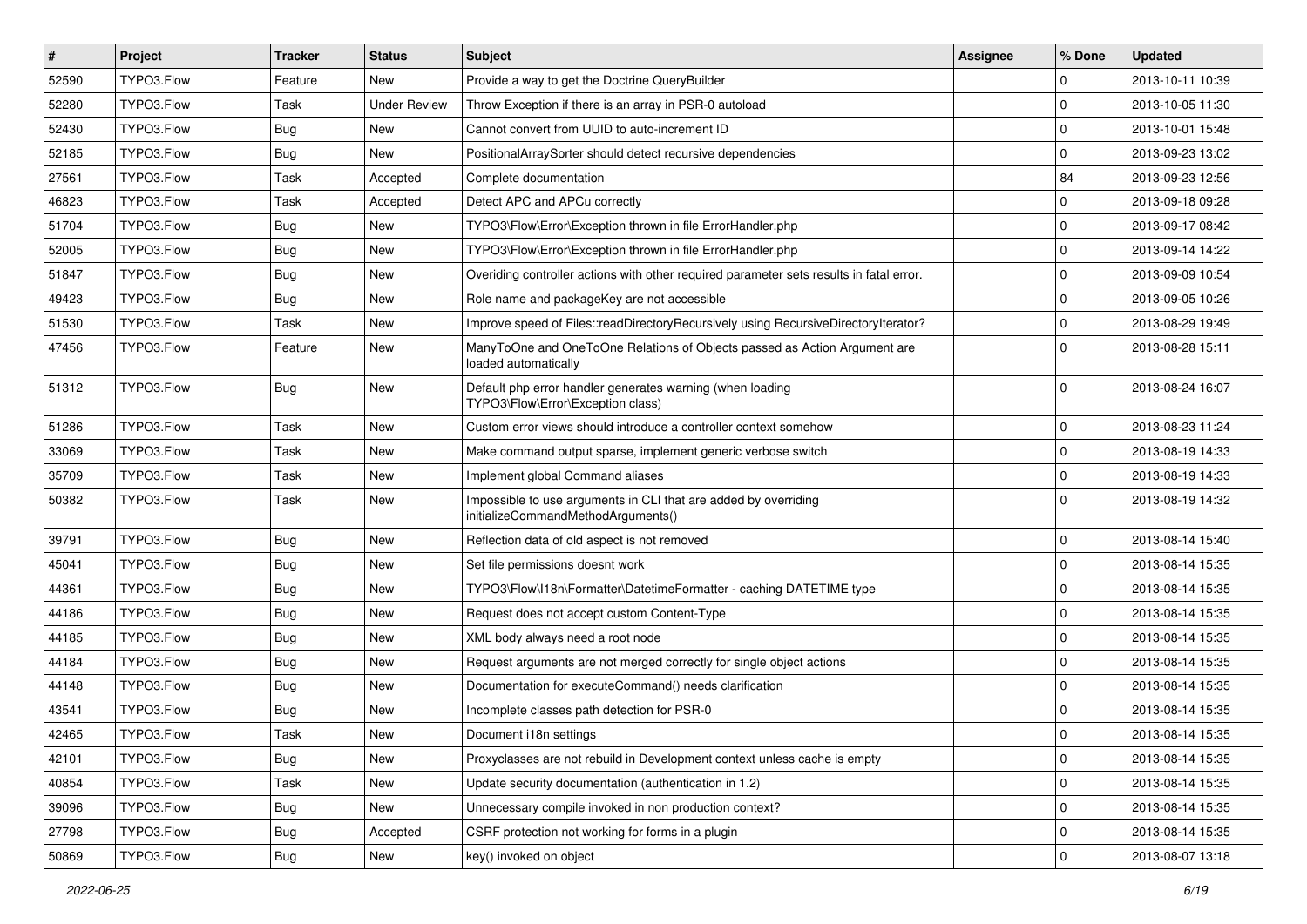| # | Project | Tracker | Status | Subject | Assignee | % Done | Updated |
|---|---|---|---|---|---|---|---|
| 52590 | TYPO3.Flow | Feature | New | Provide a way to get the Doctrine QueryBuilder | | 0 | 2013-10-11 10:39 |
| 52280 | TYPO3.Flow | Task | Under Review | Throw Exception if there is an array in PSR-0 autoload | | 0 | 2013-10-05 11:30 |
| 52430 | TYPO3.Flow | Bug | New | Cannot convert from UUID to auto-increment ID | | 0 | 2013-10-01 15:48 |
| 52185 | TYPO3.Flow | Bug | New | PositionalArraySorter should detect recursive dependencies | | 0 | 2013-09-23 13:02 |
| 27561 | TYPO3.Flow | Task | Accepted | Complete documentation | | 84 | 2013-09-23 12:56 |
| 46823 | TYPO3.Flow | Task | Accepted | Detect APC and APCu correctly | | 0 | 2013-09-18 09:28 |
| 51704 | TYPO3.Flow | Bug | New | TYPO3\Flow\Error\Exception thrown in file ErrorHandler.php | | 0 | 2013-09-17 08:42 |
| 52005 | TYPO3.Flow | Bug | New | TYPO3\Flow\Error\Exception thrown in file ErrorHandler.php | | 0 | 2013-09-14 14:22 |
| 51847 | TYPO3.Flow | Bug | New | Overiding controller actions with other required parameter sets results in fatal error. | | 0 | 2013-09-09 10:54 |
| 49423 | TYPO3.Flow | Bug | New | Role name and packageKey are not accessible | | 0 | 2013-09-05 10:26 |
| 51530 | TYPO3.Flow | Task | New | Improve speed of Files::readDirectoryRecursively using RecursiveDirectoryIterator? | | 0 | 2013-08-29 19:49 |
| 47456 | TYPO3.Flow | Feature | New | ManyToOne and OneToOne Relations of Objects passed as Action Argument are loaded automatically | | 0 | 2013-08-28 15:11 |
| 51312 | TYPO3.Flow | Bug | New | Default php error handler generates warning (when loading TYPO3\Flow\Error\Exception class) | | 0 | 2013-08-24 16:07 |
| 51286 | TYPO3.Flow | Task | New | Custom error views should introduce a controller context somehow | | 0 | 2013-08-23 11:24 |
| 33069 | TYPO3.Flow | Task | New | Make command output sparse, implement generic verbose switch | | 0 | 2013-08-19 14:33 |
| 35709 | TYPO3.Flow | Task | New | Implement global Command aliases | | 0 | 2013-08-19 14:33 |
| 50382 | TYPO3.Flow | Task | New | Impossible to use arguments in CLI that are added by overriding initializeCommandMethodArguments() | | 0 | 2013-08-19 14:32 |
| 39791 | TYPO3.Flow | Bug | New | Reflection data of old aspect is not removed | | 0 | 2013-08-14 15:40 |
| 45041 | TYPO3.Flow | Bug | New | Set file permissions doesnt work | | 0 | 2013-08-14 15:35 |
| 44361 | TYPO3.Flow | Bug | New | TYPO3\Flow\I18n\Formatter\DatetimeFormatter - caching DATETIME type | | 0 | 2013-08-14 15:35 |
| 44186 | TYPO3.Flow | Bug | New | Request does not accept custom Content-Type | | 0 | 2013-08-14 15:35 |
| 44185 | TYPO3.Flow | Bug | New | XML body always need a root node | | 0 | 2013-08-14 15:35 |
| 44184 | TYPO3.Flow | Bug | New | Request arguments are not merged correctly for single object actions | | 0 | 2013-08-14 15:35 |
| 44148 | TYPO3.Flow | Bug | New | Documentation for executeCommand() needs clarification | | 0 | 2013-08-14 15:35 |
| 43541 | TYPO3.Flow | Bug | New | Incomplete classes path detection for PSR-0 | | 0 | 2013-08-14 15:35 |
| 42465 | TYPO3.Flow | Task | New | Document i18n settings | | 0 | 2013-08-14 15:35 |
| 42101 | TYPO3.Flow | Bug | New | Proxyclasses are not rebuild in Development context unless cache is empty | | 0 | 2013-08-14 15:35 |
| 40854 | TYPO3.Flow | Task | New | Update security documentation (authentication in 1.2) | | 0 | 2013-08-14 15:35 |
| 39096 | TYPO3.Flow | Bug | New | Unnecessary compile invoked in non production context? | | 0 | 2013-08-14 15:35 |
| 27798 | TYPO3.Flow | Bug | Accepted | CSRF protection not working for forms in a plugin | | 0 | 2013-08-14 15:35 |
| 50869 | TYPO3.Flow | Bug | New | key() invoked on object | | 0 | 2013-08-07 13:18 |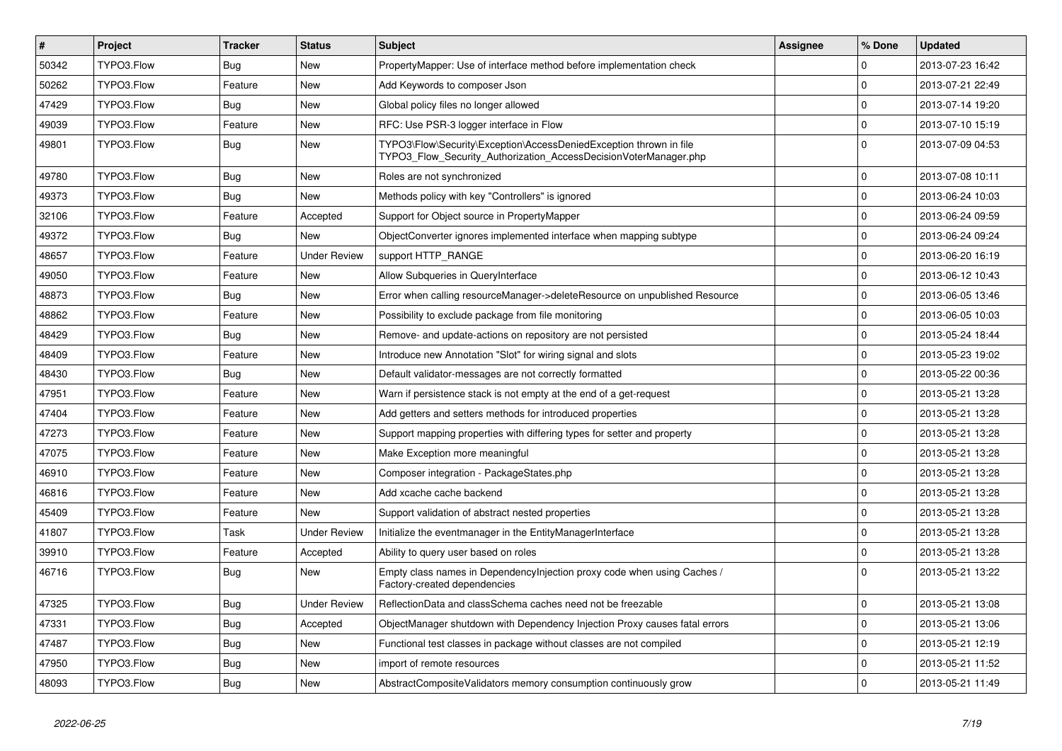| # | Project | Tracker | Status | Subject | Assignee | % Done | Updated |
|---|---|---|---|---|---|---|---|
| 50342 | TYPO3.Flow | Bug | New | PropertyMapper: Use of interface method before implementation check | | 0 | 2013-07-23 16:42 |
| 50262 | TYPO3.Flow | Feature | New | Add Keywords to composer Json | | 0 | 2013-07-21 22:49 |
| 47429 | TYPO3.Flow | Bug | New | Global policy files no longer allowed | | 0 | 2013-07-14 19:20 |
| 49039 | TYPO3.Flow | Feature | New | RFC: Use PSR-3 logger interface in Flow | | 0 | 2013-07-10 15:19 |
| 49801 | TYPO3.Flow | Bug | New | TYPO3\Flow\Security\Exception\AccessDeniedException thrown in file TYPO3_Flow_Security_Authorization_AccessDecisionVoterManager.php | | 0 | 2013-07-09 04:53 |
| 49780 | TYPO3.Flow | Bug | New | Roles are not synchronized | | 0 | 2013-07-08 10:11 |
| 49373 | TYPO3.Flow | Bug | New | Methods policy with key "Controllers" is ignored | | 0 | 2013-06-24 10:03 |
| 32106 | TYPO3.Flow | Feature | Accepted | Support for Object source in PropertyMapper | | 0 | 2013-06-24 09:59 |
| 49372 | TYPO3.Flow | Bug | New | ObjectConverter ignores implemented interface when mapping subtype | | 0 | 2013-06-24 09:24 |
| 48657 | TYPO3.Flow | Feature | Under Review | support HTTP_RANGE | | 0 | 2013-06-20 16:19 |
| 49050 | TYPO3.Flow | Feature | New | Allow Subqueries in QueryInterface | | 0 | 2013-06-12 10:43 |
| 48873 | TYPO3.Flow | Bug | New | Error when calling resourceManager->deleteResource on unpublished Resource | | 0 | 2013-06-05 13:46 |
| 48862 | TYPO3.Flow | Feature | New | Possibility to exclude package from file monitoring | | 0 | 2013-06-05 10:03 |
| 48429 | TYPO3.Flow | Bug | New | Remove- and update-actions on repository are not persisted | | 0 | 2013-05-24 18:44 |
| 48409 | TYPO3.Flow | Feature | New | Introduce new Annotation "Slot" for wiring signal and slots | | 0 | 2013-05-23 19:02 |
| 48430 | TYPO3.Flow | Bug | New | Default validator-messages are not correctly formatted | | 0 | 2013-05-22 00:36 |
| 47951 | TYPO3.Flow | Feature | New | Warn if persistence stack is not empty at the end of a get-request | | 0 | 2013-05-21 13:28 |
| 47404 | TYPO3.Flow | Feature | New | Add getters and setters methods for introduced properties | | 0 | 2013-05-21 13:28 |
| 47273 | TYPO3.Flow | Feature | New | Support mapping properties with differing types for setter and property | | 0 | 2013-05-21 13:28 |
| 47075 | TYPO3.Flow | Feature | New | Make Exception more meaningful | | 0 | 2013-05-21 13:28 |
| 46910 | TYPO3.Flow | Feature | New | Composer integration - PackageStates.php | | 0 | 2013-05-21 13:28 |
| 46816 | TYPO3.Flow | Feature | New | Add xcache cache backend | | 0 | 2013-05-21 13:28 |
| 45409 | TYPO3.Flow | Feature | New | Support validation of abstract nested properties | | 0 | 2013-05-21 13:28 |
| 41807 | TYPO3.Flow | Task | Under Review | Initialize the eventmanager in the EntityManagerInterface | | 0 | 2013-05-21 13:28 |
| 39910 | TYPO3.Flow | Feature | Accepted | Ability to query user based on roles | | 0 | 2013-05-21 13:28 |
| 46716 | TYPO3.Flow | Bug | New | Empty class names in DependencyInjection proxy code when using Caches / Factory-created dependencies | | 0 | 2013-05-21 13:22 |
| 47325 | TYPO3.Flow | Bug | Under Review | ReflectionData and classSchema caches need not be freezable | | 0 | 2013-05-21 13:08 |
| 47331 | TYPO3.Flow | Bug | Accepted | ObjectManager shutdown with Dependency Injection Proxy causes fatal errors | | 0 | 2013-05-21 13:06 |
| 47487 | TYPO3.Flow | Bug | New | Functional test classes in package without classes are not compiled | | 0 | 2013-05-21 12:19 |
| 47950 | TYPO3.Flow | Bug | New | import of remote resources | | 0 | 2013-05-21 11:52 |
| 48093 | TYPO3.Flow | Bug | New | AbstractCompositeValidators memory consumption continuously grow | | 0 | 2013-05-21 11:49 |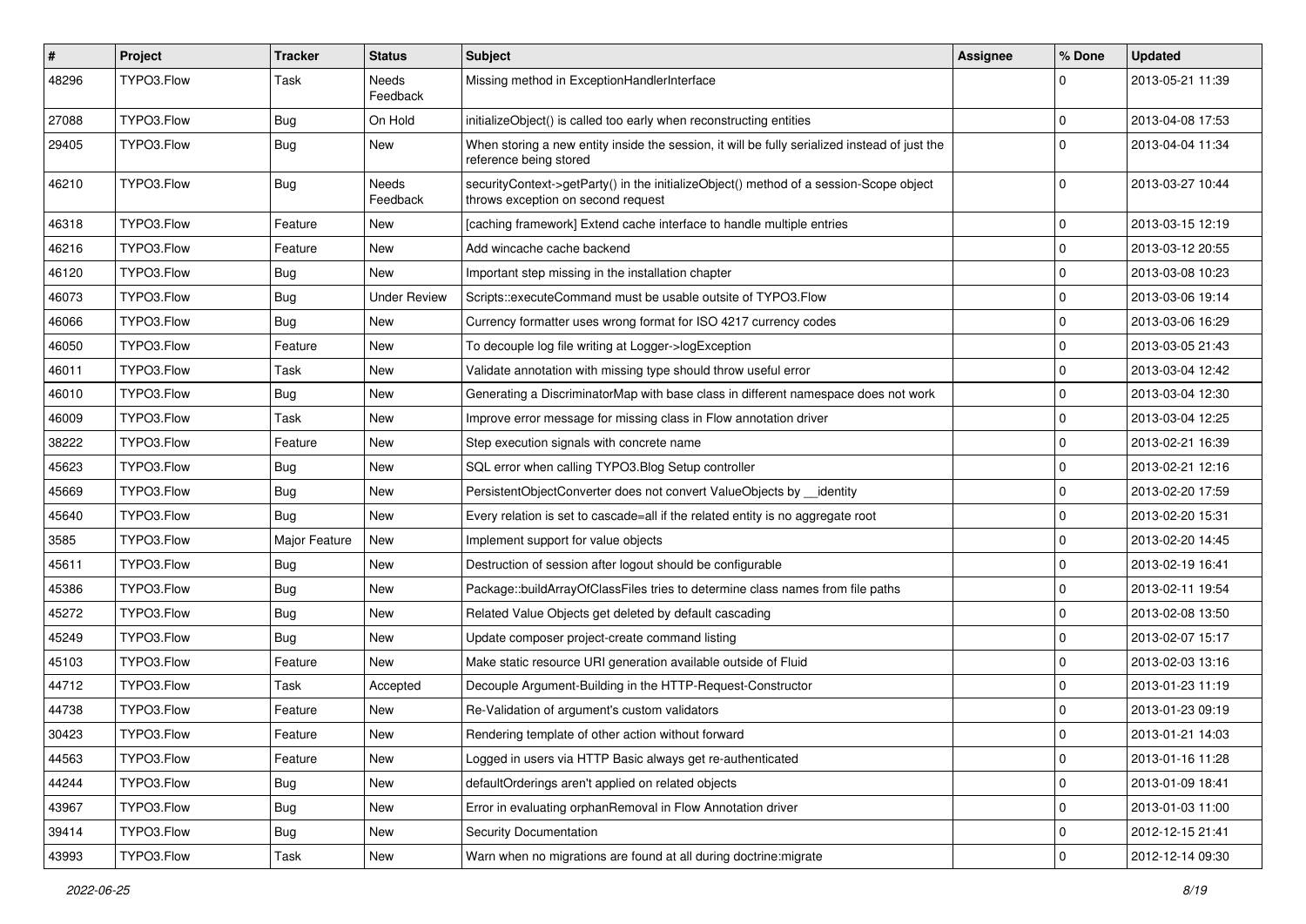| # | Project | Tracker | Status | Subject | Assignee | % Done | Updated |
| --- | --- | --- | --- | --- | --- | --- | --- |
| 48296 | TYPO3.Flow | Task | Needs Feedback | Missing method in ExceptionHandlerInterface | | 0 | 2013-05-21 11:39 |
| 27088 | TYPO3.Flow | Bug | On Hold | initializeObject() is called too early when reconstructing entities | | 0 | 2013-04-08 17:53 |
| 29405 | TYPO3.Flow | Bug | New | When storing a new entity inside the session, it will be fully serialized instead of just the reference being stored | | 0 | 2013-04-04 11:34 |
| 46210 | TYPO3.Flow | Bug | Needs Feedback | securityContext->getParty() in the initializeObject() method of a session-Scope object throws exception on second request | | 0 | 2013-03-27 10:44 |
| 46318 | TYPO3.Flow | Feature | New | [caching framework] Extend cache interface to handle multiple entries | | 0 | 2013-03-15 12:19 |
| 46216 | TYPO3.Flow | Feature | New | Add wincache cache backend | | 0 | 2013-03-12 20:55 |
| 46120 | TYPO3.Flow | Bug | New | Important step missing in the installation chapter | | 0 | 2013-03-08 10:23 |
| 46073 | TYPO3.Flow | Bug | Under Review | Scripts::executeCommand must be usable outsite of TYPO3.Flow | | 0 | 2013-03-06 19:14 |
| 46066 | TYPO3.Flow | Bug | New | Currency formatter uses wrong format for ISO 4217 currency codes | | 0 | 2013-03-06 16:29 |
| 46050 | TYPO3.Flow | Feature | New | To decouple log file writing at Logger->logException | | 0 | 2013-03-05 21:43 |
| 46011 | TYPO3.Flow | Task | New | Validate annotation with missing type should throw useful error | | 0 | 2013-03-04 12:42 |
| 46010 | TYPO3.Flow | Bug | New | Generating a DiscriminatorMap with base class in different namespace does not work | | 0 | 2013-03-04 12:30 |
| 46009 | TYPO3.Flow | Task | New | Improve error message for missing class in Flow annotation driver | | 0 | 2013-03-04 12:25 |
| 38222 | TYPO3.Flow | Feature | New | Step execution signals with concrete name | | 0 | 2013-02-21 16:39 |
| 45623 | TYPO3.Flow | Bug | New | SQL error when calling TYPO3.Blog Setup controller | | 0 | 2013-02-21 12:16 |
| 45669 | TYPO3.Flow | Bug | New | PersistentObjectConverter does not convert ValueObjects by __identity | | 0 | 2013-02-20 17:59 |
| 45640 | TYPO3.Flow | Bug | New | Every relation is set to cascade=all if the related entity is no aggregate root | | 0 | 2013-02-20 15:31 |
| 3585 | TYPO3.Flow | Major Feature | New | Implement support for value objects | | 0 | 2013-02-20 14:45 |
| 45611 | TYPO3.Flow | Bug | New | Destruction of session after logout should be configurable | | 0 | 2013-02-19 16:41 |
| 45386 | TYPO3.Flow | Bug | New | Package::buildArrayOfClassFiles tries to determine class names from file paths | | 0 | 2013-02-11 19:54 |
| 45272 | TYPO3.Flow | Bug | New | Related Value Objects get deleted by default cascading | | 0 | 2013-02-08 13:50 |
| 45249 | TYPO3.Flow | Bug | New | Update composer project-create command listing | | 0 | 2013-02-07 15:17 |
| 45103 | TYPO3.Flow | Feature | New | Make static resource URI generation available outside of Fluid | | 0 | 2013-02-03 13:16 |
| 44712 | TYPO3.Flow | Task | Accepted | Decouple Argument-Building in the HTTP-Request-Constructor | | 0 | 2013-01-23 11:19 |
| 44738 | TYPO3.Flow | Feature | New | Re-Validation of argument's custom validators | | 0 | 2013-01-23 09:19 |
| 30423 | TYPO3.Flow | Feature | New | Rendering template of other action without forward | | 0 | 2013-01-21 14:03 |
| 44563 | TYPO3.Flow | Feature | New | Logged in users via HTTP Basic always get re-authenticated | | 0 | 2013-01-16 11:28 |
| 44244 | TYPO3.Flow | Bug | New | defaultOrderings aren't applied on related objects | | 0 | 2013-01-09 18:41 |
| 43967 | TYPO3.Flow | Bug | New | Error in evaluating orphanRemoval in Flow Annotation driver | | 0 | 2013-01-03 11:00 |
| 39414 | TYPO3.Flow | Bug | New | Security Documentation | | 0 | 2012-12-15 21:41 |
| 43993 | TYPO3.Flow | Task | New | Warn when no migrations are found at all during doctrine:migrate | | 0 | 2012-12-14 09:30 |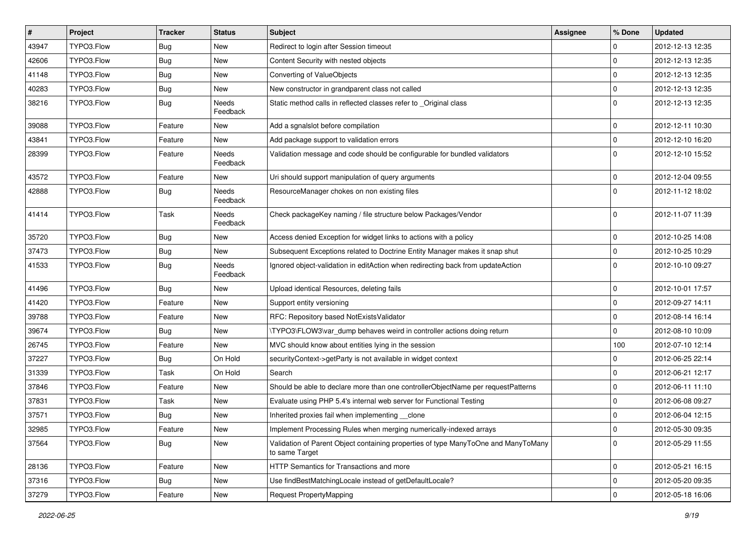| # | Project | Tracker | Status | Subject | Assignee | % Done | Updated |
|---|---|---|---|---|---|---|---|
| 43947 | TYPO3.Flow | Bug | New | Redirect to login after Session timeout | | 0 | 2012-12-13 12:35 |
| 42606 | TYPO3.Flow | Bug | New | Content Security with nested objects | | 0 | 2012-12-13 12:35 |
| 41148 | TYPO3.Flow | Bug | New | Converting of ValueObjects | | 0 | 2012-12-13 12:35 |
| 40283 | TYPO3.Flow | Bug | New | New constructor in grandparent class not called | | 0 | 2012-12-13 12:35 |
| 38216 | TYPO3.Flow | Bug | Needs Feedback | Static method calls in reflected classes refer to _Original class | | 0 | 2012-12-13 12:35 |
| 39088 | TYPO3.Flow | Feature | New | Add a sgnalslot before compilation | | 0 | 2012-12-11 10:30 |
| 43841 | TYPO3.Flow | Feature | New | Add package support to validation errors | | 0 | 2012-12-10 16:20 |
| 28399 | TYPO3.Flow | Feature | Needs Feedback | Validation message and code should be configurable for bundled validators | | 0 | 2012-12-10 15:52 |
| 43572 | TYPO3.Flow | Feature | New | Uri should support manipulation of query arguments | | 0 | 2012-12-04 09:55 |
| 42888 | TYPO3.Flow | Bug | Needs Feedback | ResourceManager chokes on non existing files | | 0 | 2012-11-12 18:02 |
| 41414 | TYPO3.Flow | Task | Needs Feedback | Check packageKey naming / file structure below Packages/Vendor | | 0 | 2012-11-07 11:39 |
| 35720 | TYPO3.Flow | Bug | New | Access denied Exception for widget links to actions with a policy | | 0 | 2012-10-25 14:08 |
| 37473 | TYPO3.Flow | Bug | New | Subsequent Exceptions related to Doctrine Entity Manager makes it snap shut | | 0 | 2012-10-25 10:29 |
| 41533 | TYPO3.Flow | Bug | Needs Feedback | Ignored object-validation in editAction when redirecting back from updateAction | | 0 | 2012-10-10 09:27 |
| 41496 | TYPO3.Flow | Bug | New | Upload identical Resources, deleting fails | | 0 | 2012-10-01 17:57 |
| 41420 | TYPO3.Flow | Feature | New | Support entity versioning | | 0 | 2012-09-27 14:11 |
| 39788 | TYPO3.Flow | Feature | New | RFC: Repository based NotExistsValidator | | 0 | 2012-08-14 16:14 |
| 39674 | TYPO3.Flow | Bug | New | \TYPO3\FLOW3\var_dump behaves weird in controller actions doing return | | 0 | 2012-08-10 10:09 |
| 26745 | TYPO3.Flow | Feature | New | MVC should know about entities lying in the session | | 100 | 2012-07-10 12:14 |
| 37227 | TYPO3.Flow | Bug | On Hold | securityContext->getParty is not available in widget context | | 0 | 2012-06-25 22:14 |
| 31339 | TYPO3.Flow | Task | On Hold | Search | | 0 | 2012-06-21 12:17 |
| 37846 | TYPO3.Flow | Feature | New | Should be able to declare more than one controllerObjectName per requestPatterns | | 0 | 2012-06-11 11:10 |
| 37831 | TYPO3.Flow | Task | New | Evaluate using PHP 5.4's internal web server for Functional Testing | | 0 | 2012-06-08 09:27 |
| 37571 | TYPO3.Flow | Bug | New | Inherited proxies fail when implementing __clone | | 0 | 2012-06-04 12:15 |
| 32985 | TYPO3.Flow | Feature | New | Implement Processing Rules when merging numerically-indexed arrays | | 0 | 2012-05-30 09:35 |
| 37564 | TYPO3.Flow | Bug | New | Validation of Parent Object containing properties of type ManyToOne and ManyToMany to same Target | | 0 | 2012-05-29 11:55 |
| 28136 | TYPO3.Flow | Feature | New | HTTP Semantics for Transactions and more | | 0 | 2012-05-21 16:15 |
| 37316 | TYPO3.Flow | Bug | New | Use findBestMatchingLocale instead of getDefaultLocale? | | 0 | 2012-05-20 09:35 |
| 37279 | TYPO3.Flow | Feature | New | Request PropertyMapping | | 0 | 2012-05-18 16:06 |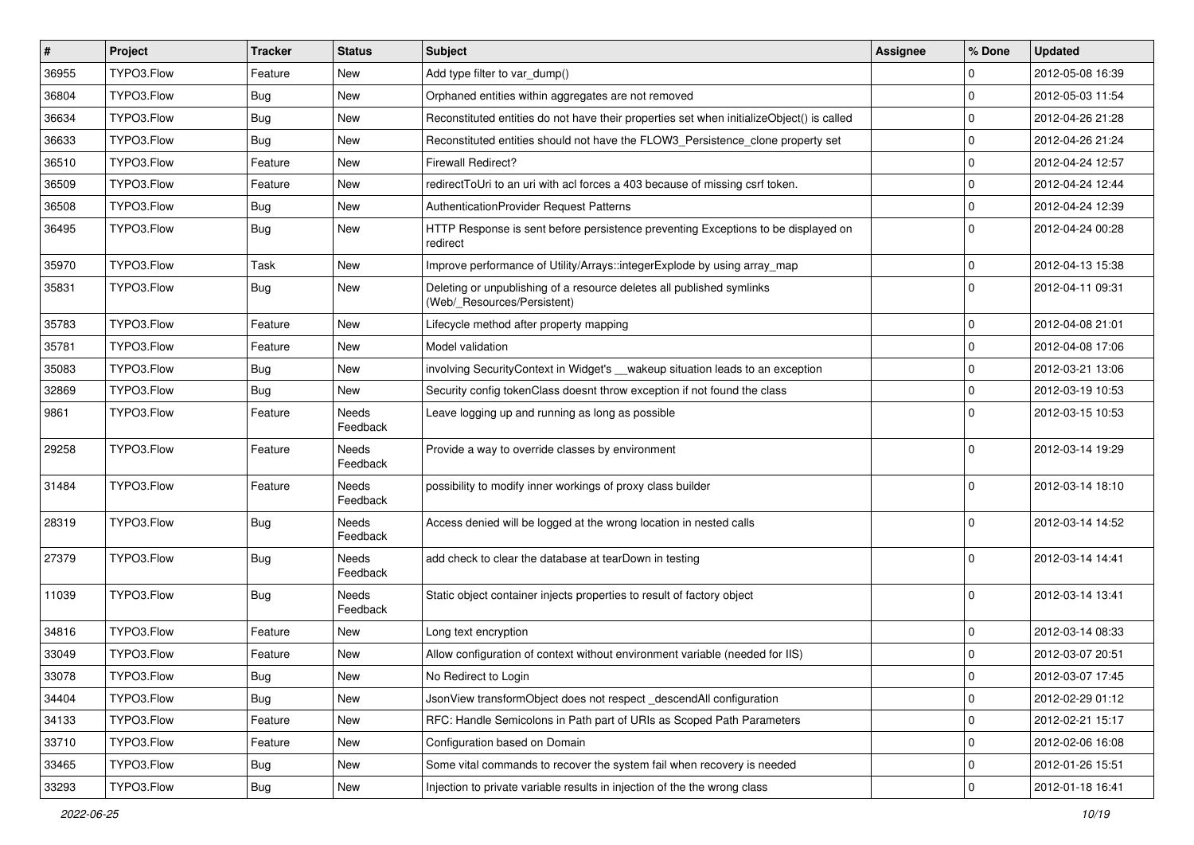| # | Project | Tracker | Status | Subject | Assignee | % Done | Updated |
|---|---|---|---|---|---|---|---|
| 36955 | TYPO3.Flow | Feature | New | Add type filter to var_dump() | | 0 | 2012-05-08 16:39 |
| 36804 | TYPO3.Flow | Bug | New | Orphaned entities within aggregates are not removed | | 0 | 2012-05-03 11:54 |
| 36634 | TYPO3.Flow | Bug | New | Reconstituted entities do not have their properties set when initializeObject() is called | | 0 | 2012-04-26 21:28 |
| 36633 | TYPO3.Flow | Bug | New | Reconstituted entities should not have the FLOW3_Persistence_clone property set | | 0 | 2012-04-26 21:24 |
| 36510 | TYPO3.Flow | Feature | New | Firewall Redirect? | | 0 | 2012-04-24 12:57 |
| 36509 | TYPO3.Flow | Feature | New | redirectToUri to an uri with acl forces a 403 because of missing csrf token. | | 0 | 2012-04-24 12:44 |
| 36508 | TYPO3.Flow | Bug | New | AuthenticationProvider Request Patterns | | 0 | 2012-04-24 12:39 |
| 36495 | TYPO3.Flow | Bug | New | HTTP Response is sent before persistence preventing Exceptions to be displayed on redirect | | 0 | 2012-04-24 00:28 |
| 35970 | TYPO3.Flow | Task | New | Improve performance of Utility/Arrays::integerExplode by using array_map | | 0 | 2012-04-13 15:38 |
| 35831 | TYPO3.Flow | Bug | New | Deleting or unpublishing of a resource deletes all published symlinks (Web/_Resources/Persistent) | | 0 | 2012-04-11 09:31 |
| 35783 | TYPO3.Flow | Feature | New | Lifecycle method after property mapping | | 0 | 2012-04-08 21:01 |
| 35781 | TYPO3.Flow | Feature | New | Model validation | | 0 | 2012-04-08 17:06 |
| 35083 | TYPO3.Flow | Bug | New | involving SecurityContext in Widget's __wakeup situation leads to an exception | | 0 | 2012-03-21 13:06 |
| 32869 | TYPO3.Flow | Bug | New | Security config tokenClass doesnt throw exception if not found the class | | 0 | 2012-03-19 10:53 |
| 9861 | TYPO3.Flow | Feature | Needs Feedback | Leave logging up and running as long as possible | | 0 | 2012-03-15 10:53 |
| 29258 | TYPO3.Flow | Feature | Needs Feedback | Provide a way to override classes by environment | | 0 | 2012-03-14 19:29 |
| 31484 | TYPO3.Flow | Feature | Needs Feedback | possibility to modify inner workings of proxy class builder | | 0 | 2012-03-14 18:10 |
| 28319 | TYPO3.Flow | Bug | Needs Feedback | Access denied will be logged at the wrong location in nested calls | | 0 | 2012-03-14 14:52 |
| 27379 | TYPO3.Flow | Bug | Needs Feedback | add check to clear the database at tearDown in testing | | 0 | 2012-03-14 14:41 |
| 11039 | TYPO3.Flow | Bug | Needs Feedback | Static object container injects properties to result of factory object | | 0 | 2012-03-14 13:41 |
| 34816 | TYPO3.Flow | Feature | New | Long text encryption | | 0 | 2012-03-14 08:33 |
| 33049 | TYPO3.Flow | Feature | New | Allow configuration of context without environment variable (needed for IIS) | | 0 | 2012-03-07 20:51 |
| 33078 | TYPO3.Flow | Bug | New | No Redirect to Login | | 0 | 2012-03-07 17:45 |
| 34404 | TYPO3.Flow | Bug | New | JsonView transformObject does not respect _descendAll configuration | | 0 | 2012-02-29 01:12 |
| 34133 | TYPO3.Flow | Feature | New | RFC: Handle Semicolons in Path part of URIs as Scoped Path Parameters | | 0 | 2012-02-21 15:17 |
| 33710 | TYPO3.Flow | Feature | New | Configuration based on Domain | | 0 | 2012-02-06 16:08 |
| 33465 | TYPO3.Flow | Bug | New | Some vital commands to recover the system fail when recovery is needed | | 0 | 2012-01-26 15:51 |
| 33293 | TYPO3.Flow | Bug | New | Injection to private variable results in injection of the the wrong class | | 0 | 2012-01-18 16:41 |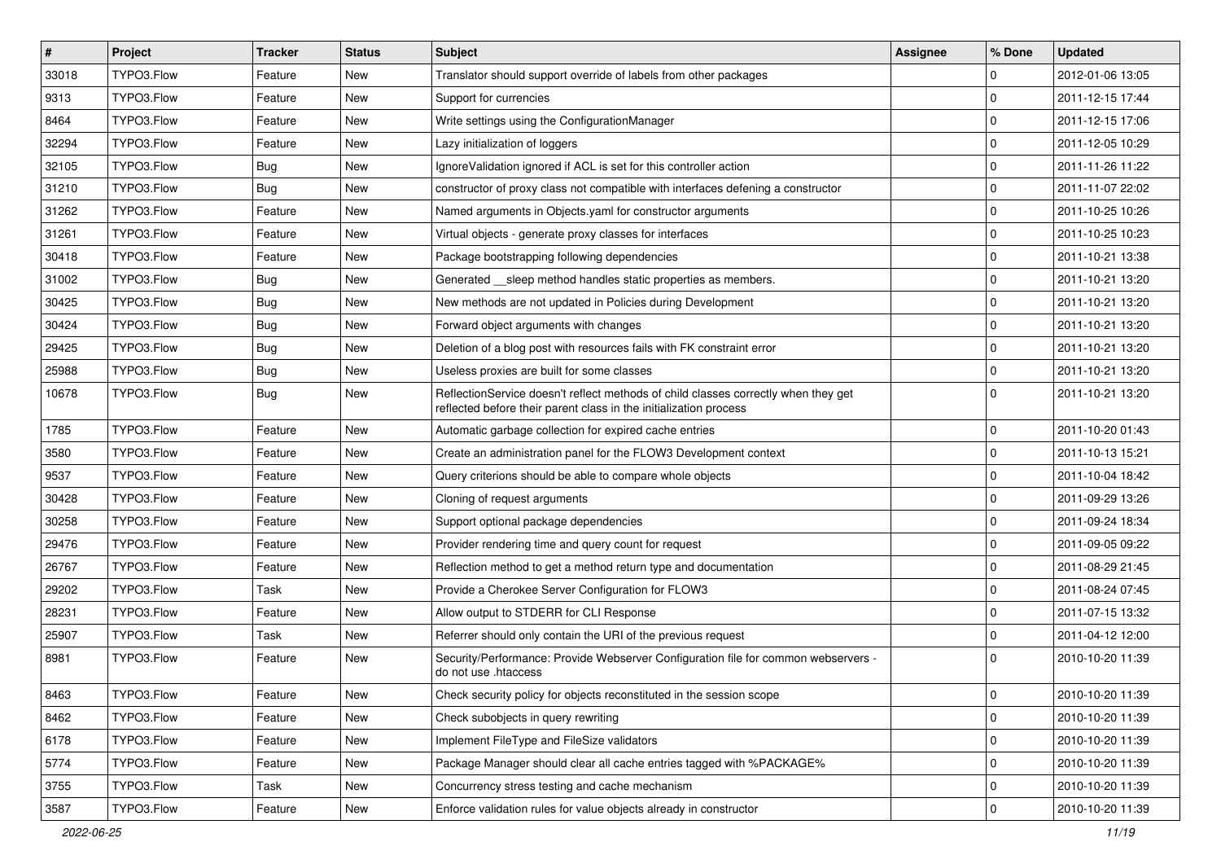| # | Project | Tracker | Status | Subject | Assignee | % Done | Updated |
| --- | --- | --- | --- | --- | --- | --- | --- |
| 33018 | TYPO3.Flow | Feature | New | Translator should support override of labels from other packages | | 0 | 2012-01-06 13:05 |
| 9313 | TYPO3.Flow | Feature | New | Support for currencies | | 0 | 2011-12-15 17:44 |
| 8464 | TYPO3.Flow | Feature | New | Write settings using the ConfigurationManager | | 0 | 2011-12-15 17:06 |
| 32294 | TYPO3.Flow | Feature | New | Lazy initialization of loggers | | 0 | 2011-12-05 10:29 |
| 32105 | TYPO3.Flow | Bug | New | IgnoreValidation ignored if ACL is set for this controller action | | 0 | 2011-11-26 11:22 |
| 31210 | TYPO3.Flow | Bug | New | constructor of proxy class not compatible with interfaces defening a constructor | | 0 | 2011-11-07 22:02 |
| 31262 | TYPO3.Flow | Feature | New | Named arguments in Objects.yaml for constructor arguments | | 0 | 2011-10-25 10:26 |
| 31261 | TYPO3.Flow | Feature | New | Virtual objects - generate proxy classes for interfaces | | 0 | 2011-10-25 10:23 |
| 30418 | TYPO3.Flow | Feature | New | Package bootstrapping following dependencies | | 0 | 2011-10-21 13:38 |
| 31002 | TYPO3.Flow | Bug | New | Generated __sleep method handles static properties as members. | | 0 | 2011-10-21 13:20 |
| 30425 | TYPO3.Flow | Bug | New | New methods are not updated in Policies during Development | | 0 | 2011-10-21 13:20 |
| 30424 | TYPO3.Flow | Bug | New | Forward object arguments with changes | | 0 | 2011-10-21 13:20 |
| 29425 | TYPO3.Flow | Bug | New | Deletion of a blog post with resources fails with FK constraint error | | 0 | 2011-10-21 13:20 |
| 25988 | TYPO3.Flow | Bug | New | Useless proxies are built for some classes | | 0 | 2011-10-21 13:20 |
| 10678 | TYPO3.Flow | Bug | New | ReflectionService doesn't reflect methods of child classes correctly when they get reflected before their parent class in the initialization process | | 0 | 2011-10-21 13:20 |
| 1785 | TYPO3.Flow | Feature | New | Automatic garbage collection for expired cache entries | | 0 | 2011-10-20 01:43 |
| 3580 | TYPO3.Flow | Feature | New | Create an administration panel for the FLOW3 Development context | | 0 | 2011-10-13 15:21 |
| 9537 | TYPO3.Flow | Feature | New | Query criterions should be able to compare whole objects | | 0 | 2011-10-04 18:42 |
| 30428 | TYPO3.Flow | Feature | New | Cloning of request arguments | | 0 | 2011-09-29 13:26 |
| 30258 | TYPO3.Flow | Feature | New | Support optional package dependencies | | 0 | 2011-09-24 18:34 |
| 29476 | TYPO3.Flow | Feature | New | Provider rendering time and query count for request | | 0 | 2011-09-05 09:22 |
| 26767 | TYPO3.Flow | Feature | New | Reflection method to get a method return type and documentation | | 0 | 2011-08-29 21:45 |
| 29202 | TYPO3.Flow | Task | New | Provide a Cherokee Server Configuration for FLOW3 | | 0 | 2011-08-24 07:45 |
| 28231 | TYPO3.Flow | Feature | New | Allow output to STDERR for CLI Response | | 0 | 2011-07-15 13:32 |
| 25907 | TYPO3.Flow | Task | New | Referrer should only contain the URI of the previous request | | 0 | 2011-04-12 12:00 |
| 8981 | TYPO3.Flow | Feature | New | Security/Performance: Provide Webserver Configuration file for common webservers - do not use .htaccess | | 0 | 2010-10-20 11:39 |
| 8463 | TYPO3.Flow | Feature | New | Check security policy for objects reconstituted in the session scope | | 0 | 2010-10-20 11:39 |
| 8462 | TYPO3.Flow | Feature | New | Check subobjects in query rewriting | | 0 | 2010-10-20 11:39 |
| 6178 | TYPO3.Flow | Feature | New | Implement FileType and FileSize validators | | 0 | 2010-10-20 11:39 |
| 5774 | TYPO3.Flow | Feature | New | Package Manager should clear all cache entries tagged with %PACKAGE% | | 0 | 2010-10-20 11:39 |
| 3755 | TYPO3.Flow | Task | New | Concurrency stress testing and cache mechanism | | 0 | 2010-10-20 11:39 |
| 3587 | TYPO3.Flow | Feature | New | Enforce validation rules for value objects already in constructor | | 0 | 2010-10-20 11:39 |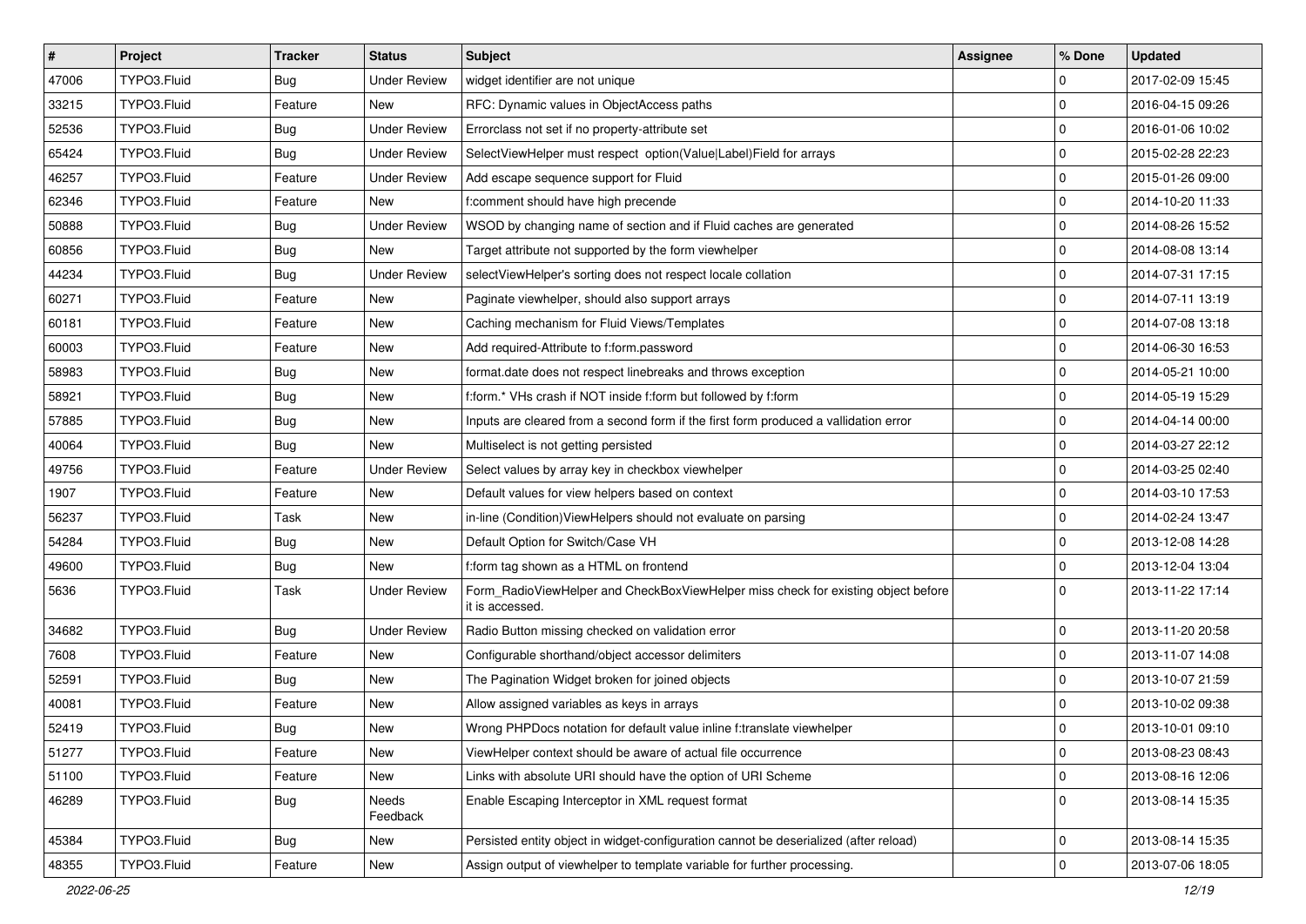| # | Project | Tracker | Status | Subject | Assignee | % Done | Updated |
|---|---|---|---|---|---|---|---|
| 47006 | TYPO3.Fluid | Bug | Under Review | widget identifier are not unique | | 0 | 2017-02-09 15:45 |
| 33215 | TYPO3.Fluid | Feature | New | RFC: Dynamic values in ObjectAccess paths | | 0 | 2016-04-15 09:26 |
| 52536 | TYPO3.Fluid | Bug | Under Review | Errorclass not set if no property-attribute set | | 0 | 2016-01-06 10:02 |
| 65424 | TYPO3.Fluid | Bug | Under Review | SelectViewHelper must respect option(Value\|Label)Field for arrays | | 0 | 2015-02-28 22:23 |
| 46257 | TYPO3.Fluid | Feature | Under Review | Add escape sequence support for Fluid | | 0 | 2015-01-26 09:00 |
| 62346 | TYPO3.Fluid | Feature | New | f:comment should have high precende | | 0 | 2014-10-20 11:33 |
| 50888 | TYPO3.Fluid | Bug | Under Review | WSOD by changing name of section and if Fluid caches are generated | | 0 | 2014-08-26 15:52 |
| 60856 | TYPO3.Fluid | Bug | New | Target attribute not supported by the form viewhelper | | 0 | 2014-08-08 13:14 |
| 44234 | TYPO3.Fluid | Bug | Under Review | selectViewHelper's sorting does not respect locale collation | | 0 | 2014-07-31 17:15 |
| 60271 | TYPO3.Fluid | Feature | New | Paginate viewhelper, should also support arrays | | 0 | 2014-07-11 13:19 |
| 60181 | TYPO3.Fluid | Feature | New | Caching mechanism for Fluid Views/Templates | | 0 | 2014-07-08 13:18 |
| 60003 | TYPO3.Fluid | Feature | New | Add required-Attribute to f:form.password | | 0 | 2014-06-30 16:53 |
| 58983 | TYPO3.Fluid | Bug | New | format.date does not respect linebreaks and throws exception | | 0 | 2014-05-21 10:00 |
| 58921 | TYPO3.Fluid | Bug | New | f:form.* VHs crash if NOT inside f:form but followed by f:form | | 0 | 2014-05-19 15:29 |
| 57885 | TYPO3.Fluid | Bug | New | Inputs are cleared from a second form if the first form produced a vallidation error | | 0 | 2014-04-14 00:00 |
| 40064 | TYPO3.Fluid | Bug | New | Multiselect is not getting persisted | | 0 | 2014-03-27 22:12 |
| 49756 | TYPO3.Fluid | Feature | Under Review | Select values by array key in checkbox viewhelper | | 0 | 2014-03-25 02:40 |
| 1907 | TYPO3.Fluid | Feature | New | Default values for view helpers based on context | | 0 | 2014-03-10 17:53 |
| 56237 | TYPO3.Fluid | Task | New | in-line (Condition)ViewHelpers should not evaluate on parsing | | 0 | 2014-02-24 13:47 |
| 54284 | TYPO3.Fluid | Bug | New | Default Option for Switch/Case VH | | 0 | 2013-12-08 14:28 |
| 49600 | TYPO3.Fluid | Bug | New | f:form tag shown as a HTML on frontend | | 0 | 2013-12-04 13:04 |
| 5636 | TYPO3.Fluid | Task | Under Review | Form_RadioViewHelper and CheckBoxViewHelper miss check for existing object before it is accessed. | | 0 | 2013-11-22 17:14 |
| 34682 | TYPO3.Fluid | Bug | Under Review | Radio Button missing checked on validation error | | 0 | 2013-11-20 20:58 |
| 7608 | TYPO3.Fluid | Feature | New | Configurable shorthand/object accessor delimiters | | 0 | 2013-11-07 14:08 |
| 52591 | TYPO3.Fluid | Bug | New | The Pagination Widget broken for joined objects | | 0 | 2013-10-07 21:59 |
| 40081 | TYPO3.Fluid | Feature | New | Allow assigned variables as keys in arrays | | 0 | 2013-10-02 09:38 |
| 52419 | TYPO3.Fluid | Bug | New | Wrong PHPDocs notation for default value inline f:translate viewhelper | | 0 | 2013-10-01 09:10 |
| 51277 | TYPO3.Fluid | Feature | New | ViewHelper context should be aware of actual file occurrence | | 0 | 2013-08-23 08:43 |
| 51100 | TYPO3.Fluid | Feature | New | Links with absolute URI should have the option of URI Scheme | | 0 | 2013-08-16 12:06 |
| 46289 | TYPO3.Fluid | Bug | Needs Feedback | Enable Escaping Interceptor in XML request format | | 0 | 2013-08-14 15:35 |
| 45384 | TYPO3.Fluid | Bug | New | Persisted entity object in widget-configuration cannot be deserialized (after reload) | | 0 | 2013-08-14 15:35 |
| 48355 | TYPO3.Fluid | Feature | New | Assign output of viewhelper to template variable for further processing. | | 0 | 2013-07-06 18:05 |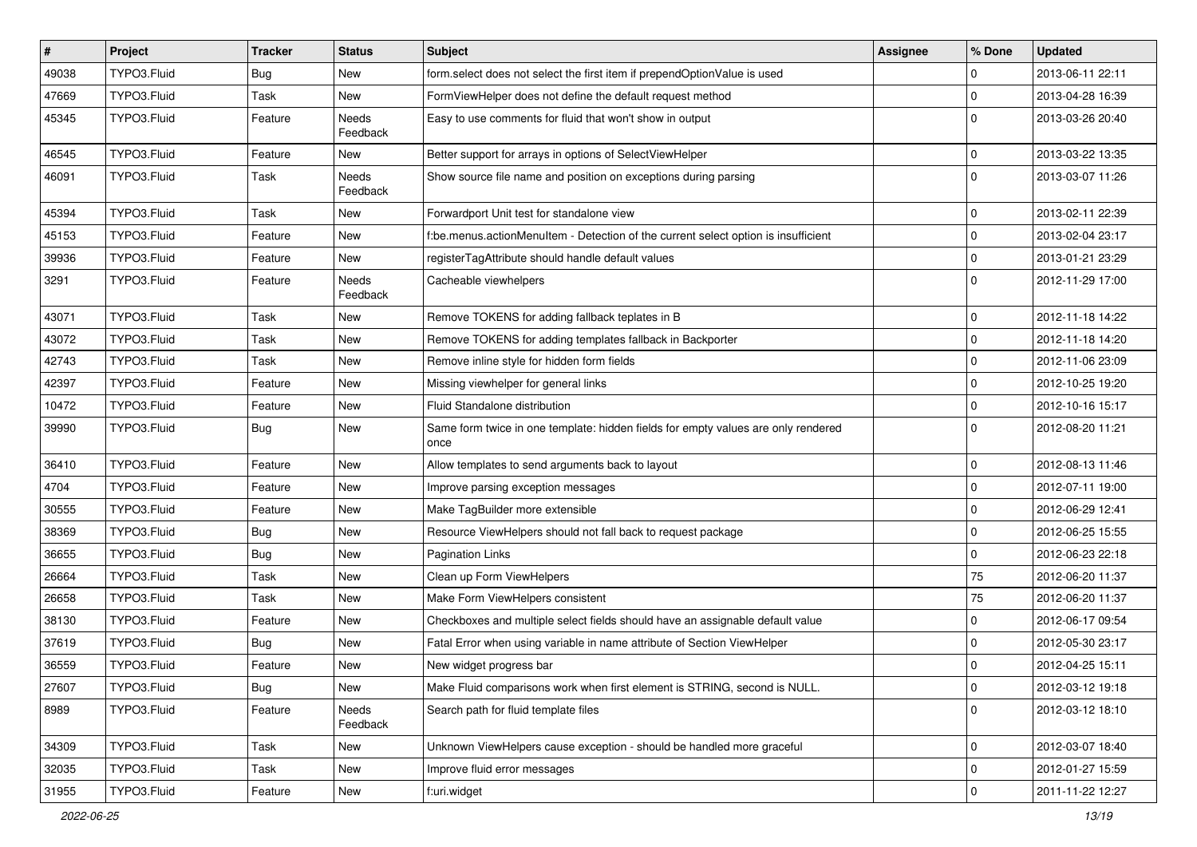| # | Project | Tracker | Status | Subject | Assignee | % Done | Updated |
|---|---|---|---|---|---|---|---|
| 49038 | TYPO3.Fluid | Bug | New | form.select does not select the first item if prependOptionValue is used | | 0 | 2013-06-11 22:11 |
| 47669 | TYPO3.Fluid | Task | New | FormViewHelper does not define the default request method | | 0 | 2013-04-28 16:39 |
| 45345 | TYPO3.Fluid | Feature | Needs Feedback | Easy to use comments for fluid that won't show in output | | 0 | 2013-03-26 20:40 |
| 46545 | TYPO3.Fluid | Feature | New | Better support for arrays in options of SelectViewHelper | | 0 | 2013-03-22 13:35 |
| 46091 | TYPO3.Fluid | Task | Needs Feedback | Show source file name and position on exceptions during parsing | | 0 | 2013-03-07 11:26 |
| 45394 | TYPO3.Fluid | Task | New | Forwardport Unit test for standalone view | | 0 | 2013-02-11 22:39 |
| 45153 | TYPO3.Fluid | Feature | New | f:be.menus.actionMenuItem - Detection of the current select option is insufficient | | 0 | 2013-02-04 23:17 |
| 39936 | TYPO3.Fluid | Feature | New | registerTagAttribute should handle default values | | 0 | 2013-01-21 23:29 |
| 3291 | TYPO3.Fluid | Feature | Needs Feedback | Cacheable viewhelpers | | 0 | 2012-11-29 17:00 |
| 43071 | TYPO3.Fluid | Task | New | Remove TOKENS for adding fallback teplates in B | | 0 | 2012-11-18 14:22 |
| 43072 | TYPO3.Fluid | Task | New | Remove TOKENS for adding templates fallback in Backporter | | 0 | 2012-11-18 14:20 |
| 42743 | TYPO3.Fluid | Task | New | Remove inline style for hidden form fields | | 0 | 2012-11-06 23:09 |
| 42397 | TYPO3.Fluid | Feature | New | Missing viewhelper for general links | | 0 | 2012-10-25 19:20 |
| 10472 | TYPO3.Fluid | Feature | New | Fluid Standalone distribution | | 0 | 2012-10-16 15:17 |
| 39990 | TYPO3.Fluid | Bug | New | Same form twice in one template: hidden fields for empty values are only rendered once | | 0 | 2012-08-20 11:21 |
| 36410 | TYPO3.Fluid | Feature | New | Allow templates to send arguments back to layout | | 0 | 2012-08-13 11:46 |
| 4704 | TYPO3.Fluid | Feature | New | Improve parsing exception messages | | 0 | 2012-07-11 19:00 |
| 30555 | TYPO3.Fluid | Feature | New | Make TagBuilder more extensible | | 0 | 2012-06-29 12:41 |
| 38369 | TYPO3.Fluid | Bug | New | Resource ViewHelpers should not fall back to request package | | 0 | 2012-06-25 15:55 |
| 36655 | TYPO3.Fluid | Bug | New | Pagination Links | | 0 | 2012-06-23 22:18 |
| 26664 | TYPO3.Fluid | Task | New | Clean up Form ViewHelpers | | 75 | 2012-06-20 11:37 |
| 26658 | TYPO3.Fluid | Task | New | Make Form ViewHelpers consistent | | 75 | 2012-06-20 11:37 |
| 38130 | TYPO3.Fluid | Feature | New | Checkboxes and multiple select fields should have an assignable default value | | 0 | 2012-06-17 09:54 |
| 37619 | TYPO3.Fluid | Bug | New | Fatal Error when using variable in name attribute of Section ViewHelper | | 0 | 2012-05-30 23:17 |
| 36559 | TYPO3.Fluid | Feature | New | New widget progress bar | | 0 | 2012-04-25 15:11 |
| 27607 | TYPO3.Fluid | Bug | New | Make Fluid comparisons work when first element is STRING, second is NULL. | | 0 | 2012-03-12 19:18 |
| 8989 | TYPO3.Fluid | Feature | Needs Feedback | Search path for fluid template files | | 0 | 2012-03-12 18:10 |
| 34309 | TYPO3.Fluid | Task | New | Unknown ViewHelpers cause exception - should be handled more graceful | | 0 | 2012-03-07 18:40 |
| 32035 | TYPO3.Fluid | Task | New | Improve fluid error messages | | 0 | 2012-01-27 15:59 |
| 31955 | TYPO3.Fluid | Feature | New | f:uri.widget | | 0 | 2011-11-22 12:27 |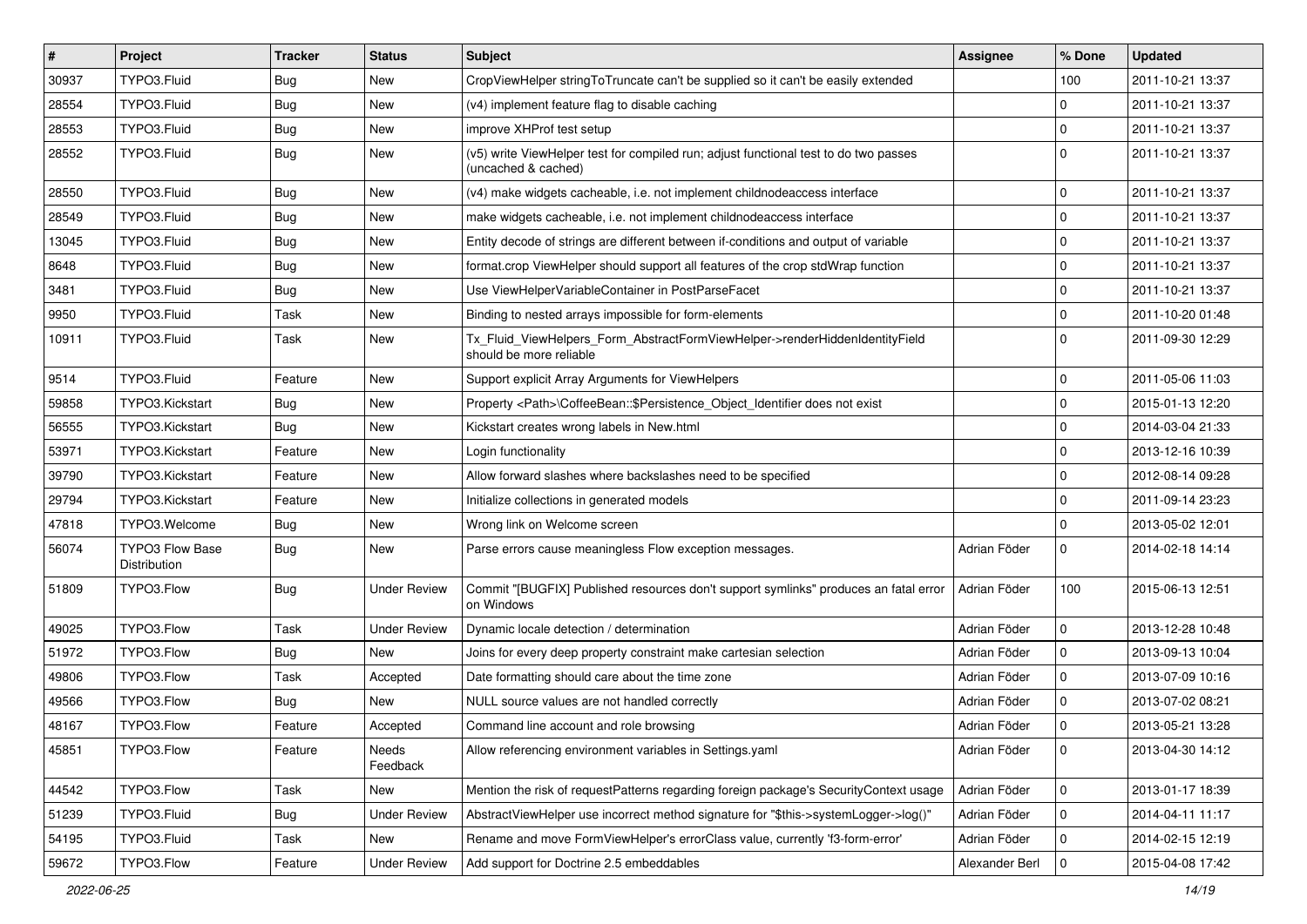| # | Project | Tracker | Status | Subject | Assignee | % Done | Updated |
| --- | --- | --- | --- | --- | --- | --- | --- |
| 30937 | TYPO3.Fluid | Bug | New | CropViewHelper stringToTruncate can't be supplied so it can't be easily extended | | 100 | 2011-10-21 13:37 |
| 28554 | TYPO3.Fluid | Bug | New | (v4) implement feature flag to disable caching | | 0 | 2011-10-21 13:37 |
| 28553 | TYPO3.Fluid | Bug | New | improve XHProf test setup | | 0 | 2011-10-21 13:37 |
| 28552 | TYPO3.Fluid | Bug | New | (v5) write ViewHelper test for compiled run; adjust functional test to do two passes (uncached & cached) | | 0 | 2011-10-21 13:37 |
| 28550 | TYPO3.Fluid | Bug | New | (v4) make widgets cacheable, i.e. not implement childnodeaccess interface | | 0 | 2011-10-21 13:37 |
| 28549 | TYPO3.Fluid | Bug | New | make widgets cacheable, i.e. not implement childnodeaccess interface | | 0 | 2011-10-21 13:37 |
| 13045 | TYPO3.Fluid | Bug | New | Entity decode of strings are different between if-conditions and output of variable | | 0 | 2011-10-21 13:37 |
| 8648 | TYPO3.Fluid | Bug | New | format.crop ViewHelper should support all features of the crop stdWrap function | | 0 | 2011-10-21 13:37 |
| 3481 | TYPO3.Fluid | Bug | New | Use ViewHelperVariableContainer in PostParseFacet | | 0 | 2011-10-21 13:37 |
| 9950 | TYPO3.Fluid | Task | New | Binding to nested arrays impossible for form-elements | | 0 | 2011-10-20 01:48 |
| 10911 | TYPO3.Fluid | Task | New | Tx_Fluid_ViewHelpers_Form_AbstractFormViewHelper->renderHiddenIdentityField should be more reliable | | 0 | 2011-09-30 12:29 |
| 9514 | TYPO3.Fluid | Feature | New | Support explicit Array Arguments for ViewHelpers | | 0 | 2011-05-06 11:03 |
| 59858 | TYPO3.Kickstart | Bug | New | Property <Path>\CoffeeBean::$Persistence_Object_Identifier does not exist | | 0 | 2015-01-13 12:20 |
| 56555 | TYPO3.Kickstart | Bug | New | Kickstart creates wrong labels in New.html | | 0 | 2014-03-04 21:33 |
| 53971 | TYPO3.Kickstart | Feature | New | Login functionality | | 0 | 2013-12-16 10:39 |
| 39790 | TYPO3.Kickstart | Feature | New | Allow forward slashes where backslashes need to be specified | | 0 | 2012-08-14 09:28 |
| 29794 | TYPO3.Kickstart | Feature | New | Initialize collections in generated models | | 0 | 2011-09-14 23:23 |
| 47818 | TYPO3.Welcome | Bug | New | Wrong link on Welcome screen | | 0 | 2013-05-02 12:01 |
| 56074 | TYPO3 Flow Base Distribution | Bug | New | Parse errors cause meaningless Flow exception messages. | Adrian Föder | 0 | 2014-02-18 14:14 |
| 51809 | TYPO3.Flow | Bug | Under Review | Commit "[BUGFIX] Published resources don't support symlinks" produces an fatal error on Windows | Adrian Föder | 100 | 2015-06-13 12:51 |
| 49025 | TYPO3.Flow | Task | Under Review | Dynamic locale detection / determination | Adrian Föder | 0 | 2013-12-28 10:48 |
| 51972 | TYPO3.Flow | Bug | New | Joins for every deep property constraint make cartesian selection | Adrian Föder | 0 | 2013-09-13 10:04 |
| 49806 | TYPO3.Flow | Task | Accepted | Date formatting should care about the time zone | Adrian Föder | 0 | 2013-07-09 10:16 |
| 49566 | TYPO3.Flow | Bug | New | NULL source values are not handled correctly | Adrian Föder | 0 | 2013-07-02 08:21 |
| 48167 | TYPO3.Flow | Feature | Accepted | Command line account and role browsing | Adrian Föder | 0 | 2013-05-21 13:28 |
| 45851 | TYPO3.Flow | Feature | Needs Feedback | Allow referencing environment variables in Settings.yaml | Adrian Föder | 0 | 2013-04-30 14:12 |
| 44542 | TYPO3.Flow | Task | New | Mention the risk of requestPatterns regarding foreign package's SecurityContext usage | Adrian Föder | 0 | 2013-01-17 18:39 |
| 51239 | TYPO3.Fluid | Bug | Under Review | AbstractViewHelper use incorrect method signature for "$this->systemLogger->log()" | Adrian Föder | 0 | 2014-04-11 11:17 |
| 54195 | TYPO3.Fluid | Task | New | Rename and move FormViewHelper's errorClass value, currently 'f3-form-error' | Adrian Föder | 0 | 2014-02-15 12:19 |
| 59672 | TYPO3.Flow | Feature | Under Review | Add support for Doctrine 2.5 embeddables | Alexander Berl | 0 | 2015-04-08 17:42 |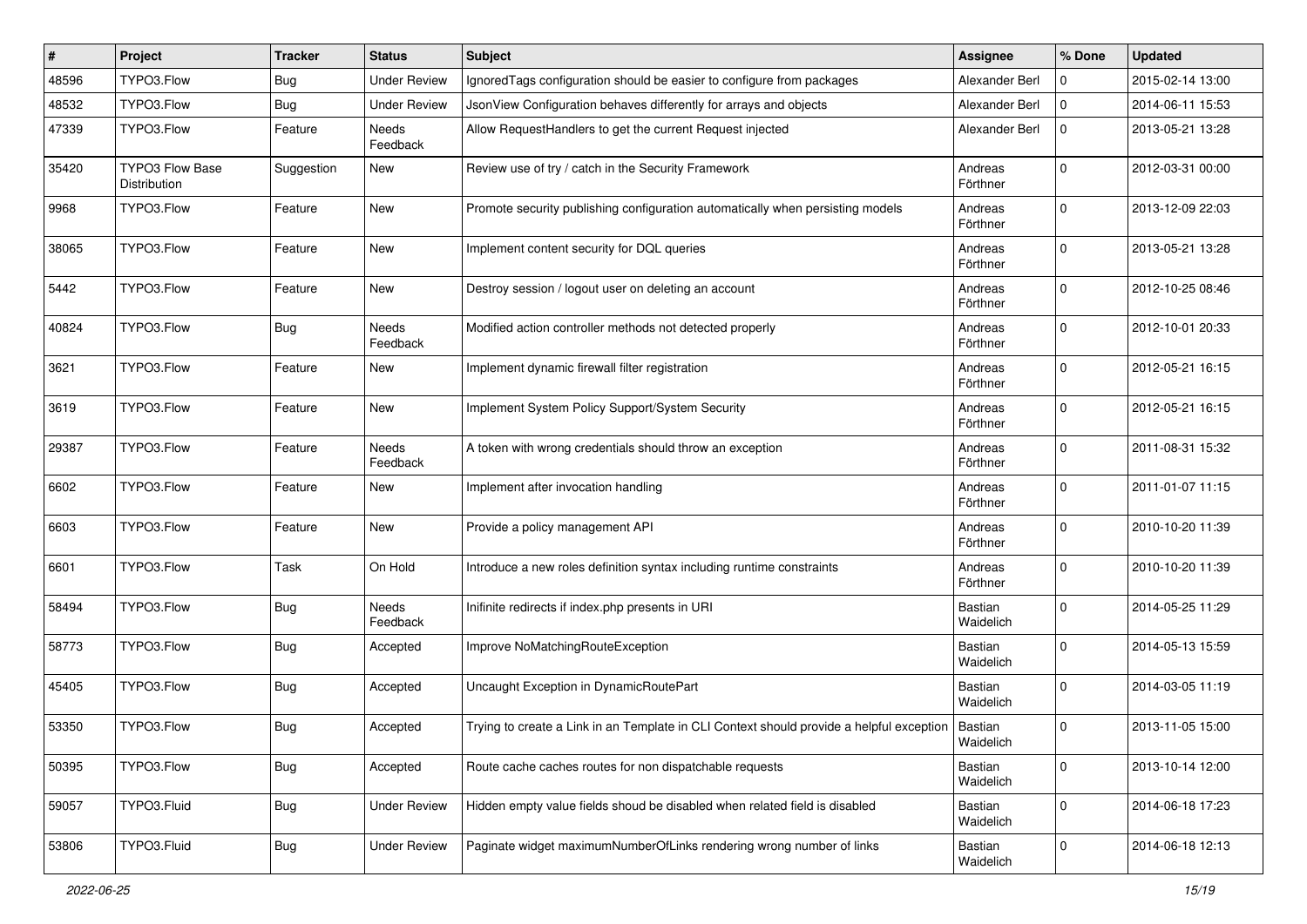| # | Project | Tracker | Status | Subject | Assignee | % Done | Updated |
|---|---|---|---|---|---|---|---|
| 48596 | TYPO3.Flow | Bug | Under Review | IgnoredTags configuration should be easier to configure from packages | Alexander Berl | 0 | 2015-02-14 13:00 |
| 48532 | TYPO3.Flow | Bug | Under Review | JsonView Configuration behaves differently for arrays and objects | Alexander Berl | 0 | 2014-06-11 15:53 |
| 47339 | TYPO3.Flow | Feature | Needs Feedback | Allow RequestHandlers to get the current Request injected | Alexander Berl | 0 | 2013-05-21 13:28 |
| 35420 | TYPO3 Flow Base Distribution | Suggestion | New | Review use of try / catch in the Security Framework | Andreas Förthner | 0 | 2012-03-31 00:00 |
| 9968 | TYPO3.Flow | Feature | New | Promote security publishing configuration automatically when persisting models | Andreas Förthner | 0 | 2013-12-09 22:03 |
| 38065 | TYPO3.Flow | Feature | New | Implement content security for DQL queries | Andreas Förthner | 0 | 2013-05-21 13:28 |
| 5442 | TYPO3.Flow | Feature | New | Destroy session / logout user on deleting an account | Andreas Förthner | 0 | 2012-10-25 08:46 |
| 40824 | TYPO3.Flow | Bug | Needs Feedback | Modified action controller methods not detected properly | Andreas Förthner | 0 | 2012-10-01 20:33 |
| 3621 | TYPO3.Flow | Feature | New | Implement dynamic firewall filter registration | Andreas Förthner | 0 | 2012-05-21 16:15 |
| 3619 | TYPO3.Flow | Feature | New | Implement System Policy Support/System Security | Andreas Förthner | 0 | 2012-05-21 16:15 |
| 29387 | TYPO3.Flow | Feature | Needs Feedback | A token with wrong credentials should throw an exception | Andreas Förthner | 0 | 2011-08-31 15:32 |
| 6602 | TYPO3.Flow | Feature | New | Implement after invocation handling | Andreas Förthner | 0 | 2011-01-07 11:15 |
| 6603 | TYPO3.Flow | Feature | New | Provide a policy management API | Andreas Förthner | 0 | 2010-10-20 11:39 |
| 6601 | TYPO3.Flow | Task | On Hold | Introduce a new roles definition syntax including runtime constraints | Andreas Förthner | 0 | 2010-10-20 11:39 |
| 58494 | TYPO3.Flow | Bug | Needs Feedback | Inifinite redirects if index.php presents in URI | Bastian Waidelich | 0 | 2014-05-25 11:29 |
| 58773 | TYPO3.Flow | Bug | Accepted | Improve NoMatchingRouteException | Bastian Waidelich | 0 | 2014-05-13 15:59 |
| 45405 | TYPO3.Flow | Bug | Accepted | Uncaught Exception in DynamicRoutePart | Bastian Waidelich | 0 | 2014-03-05 11:19 |
| 53350 | TYPO3.Flow | Bug | Accepted | Trying to create a Link in an Template in CLI Context should provide a helpful exception | Bastian Waidelich | 0 | 2013-11-05 15:00 |
| 50395 | TYPO3.Flow | Bug | Accepted | Route cache caches routes for non dispatchable requests | Bastian Waidelich | 0 | 2013-10-14 12:00 |
| 59057 | TYPO3.Fluid | Bug | Under Review | Hidden empty value fields shoud be disabled when related field is disabled | Bastian Waidelich | 0 | 2014-06-18 17:23 |
| 53806 | TYPO3.Fluid | Bug | Under Review | Paginate widget maximumNumberOfLinks rendering wrong number of links | Bastian Waidelich | 0 | 2014-06-18 12:13 |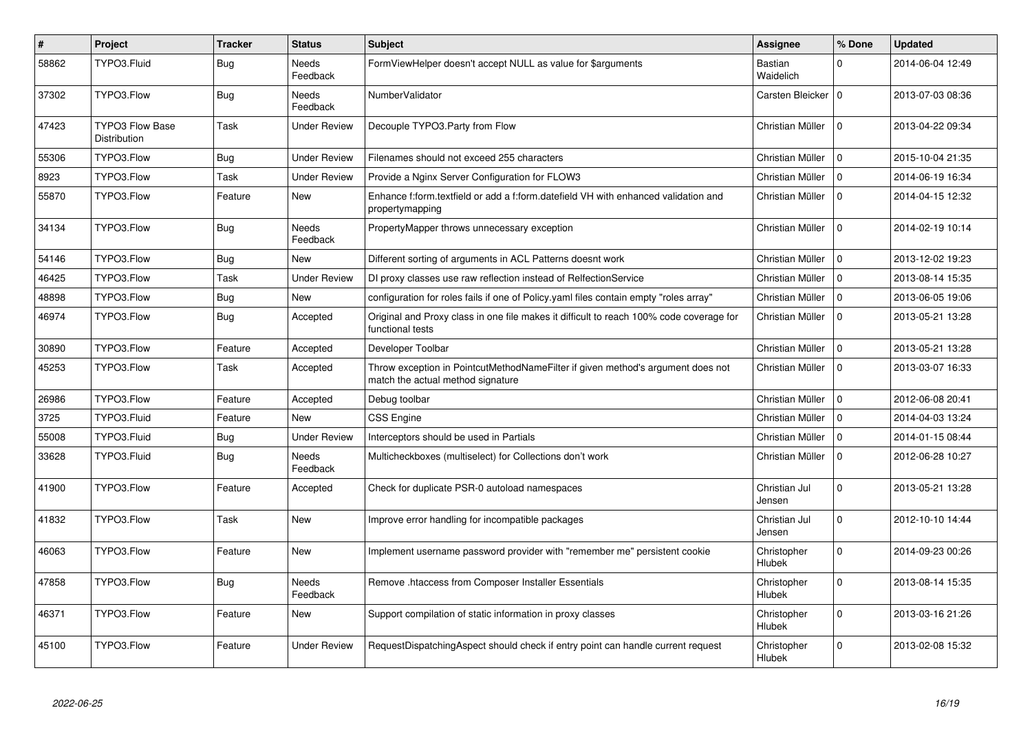| # | Project | Tracker | Status | Subject | Assignee | % Done | Updated |
|---|---|---|---|---|---|---|---|
| 58862 | TYPO3.Fluid | Bug | Needs Feedback | FormViewHelper doesn't accept NULL as value for $arguments | Bastian Waidelich | 0 | 2014-06-04 12:49 |
| 37302 | TYPO3.Flow | Bug | Needs Feedback | NumberValidator | Carsten Bleicker | 0 | 2013-07-03 08:36 |
| 47423 | TYPO3 Flow Base Distribution | Task | Under Review | Decouple TYPO3.Party from Flow | Christian Müller | 0 | 2013-04-22 09:34 |
| 55306 | TYPO3.Flow | Bug | Under Review | Filenames should not exceed 255 characters | Christian Müller | 0 | 2015-10-04 21:35 |
| 8923 | TYPO3.Flow | Task | Under Review | Provide a Nginx Server Configuration for FLOW3 | Christian Müller | 0 | 2014-06-19 16:34 |
| 55870 | TYPO3.Flow | Feature | New | Enhance f:form.textfield or add a f:form.datefield VH with enhanced validation and propertymapping | Christian Müller | 0 | 2014-04-15 12:32 |
| 34134 | TYPO3.Flow | Bug | Needs Feedback | PropertyMapper throws unnecessary exception | Christian Müller | 0 | 2014-02-19 10:14 |
| 54146 | TYPO3.Flow | Bug | New | Different sorting of arguments in ACL Patterns doesnt work | Christian Müller | 0 | 2013-12-02 19:23 |
| 46425 | TYPO3.Flow | Task | Under Review | DI proxy classes use raw reflection instead of RelfectionService | Christian Müller | 0 | 2013-08-14 15:35 |
| 48898 | TYPO3.Flow | Bug | New | configuration for roles fails if one of Policy.yaml files contain empty "roles array" | Christian Müller | 0 | 2013-06-05 19:06 |
| 46974 | TYPO3.Flow | Bug | Accepted | Original and Proxy class in one file makes it difficult to reach 100% code coverage for functional tests | Christian Müller | 0 | 2013-05-21 13:28 |
| 30890 | TYPO3.Flow | Feature | Accepted | Developer Toolbar | Christian Müller | 0 | 2013-05-21 13:28 |
| 45253 | TYPO3.Flow | Task | Accepted | Throw exception in PointcutMethodNameFilter if given method's argument does not match the actual method signature | Christian Müller | 0 | 2013-03-07 16:33 |
| 26986 | TYPO3.Flow | Feature | Accepted | Debug toolbar | Christian Müller | 0 | 2012-06-08 20:41 |
| 3725 | TYPO3.Fluid | Feature | New | CSS Engine | Christian Müller | 0 | 2014-04-03 13:24 |
| 55008 | TYPO3.Fluid | Bug | Under Review | Interceptors should be used in Partials | Christian Müller | 0 | 2014-01-15 08:44 |
| 33628 | TYPO3.Fluid | Bug | Needs Feedback | Multicheckboxes (multiselect) for Collections don't work | Christian Müller | 0 | 2012-06-28 10:27 |
| 41900 | TYPO3.Flow | Feature | Accepted | Check for duplicate PSR-0 autoload namespaces | Christian Jul Jensen | 0 | 2013-05-21 13:28 |
| 41832 | TYPO3.Flow | Task | New | Improve error handling for incompatible packages | Christian Jul Jensen | 0 | 2012-10-10 14:44 |
| 46063 | TYPO3.Flow | Feature | New | Implement username password provider with "remember me" persistent cookie | Christopher Hlubek | 0 | 2014-09-23 00:26 |
| 47858 | TYPO3.Flow | Bug | Needs Feedback | Remove .htaccess from Composer Installer Essentials | Christopher Hlubek | 0 | 2013-08-14 15:35 |
| 46371 | TYPO3.Flow | Feature | New | Support compilation of static information in proxy classes | Christopher Hlubek | 0 | 2013-03-16 21:26 |
| 45100 | TYPO3.Flow | Feature | Under Review | RequestDispatchingAspect should check if entry point can handle current request | Christopher Hlubek | 0 | 2013-02-08 15:32 |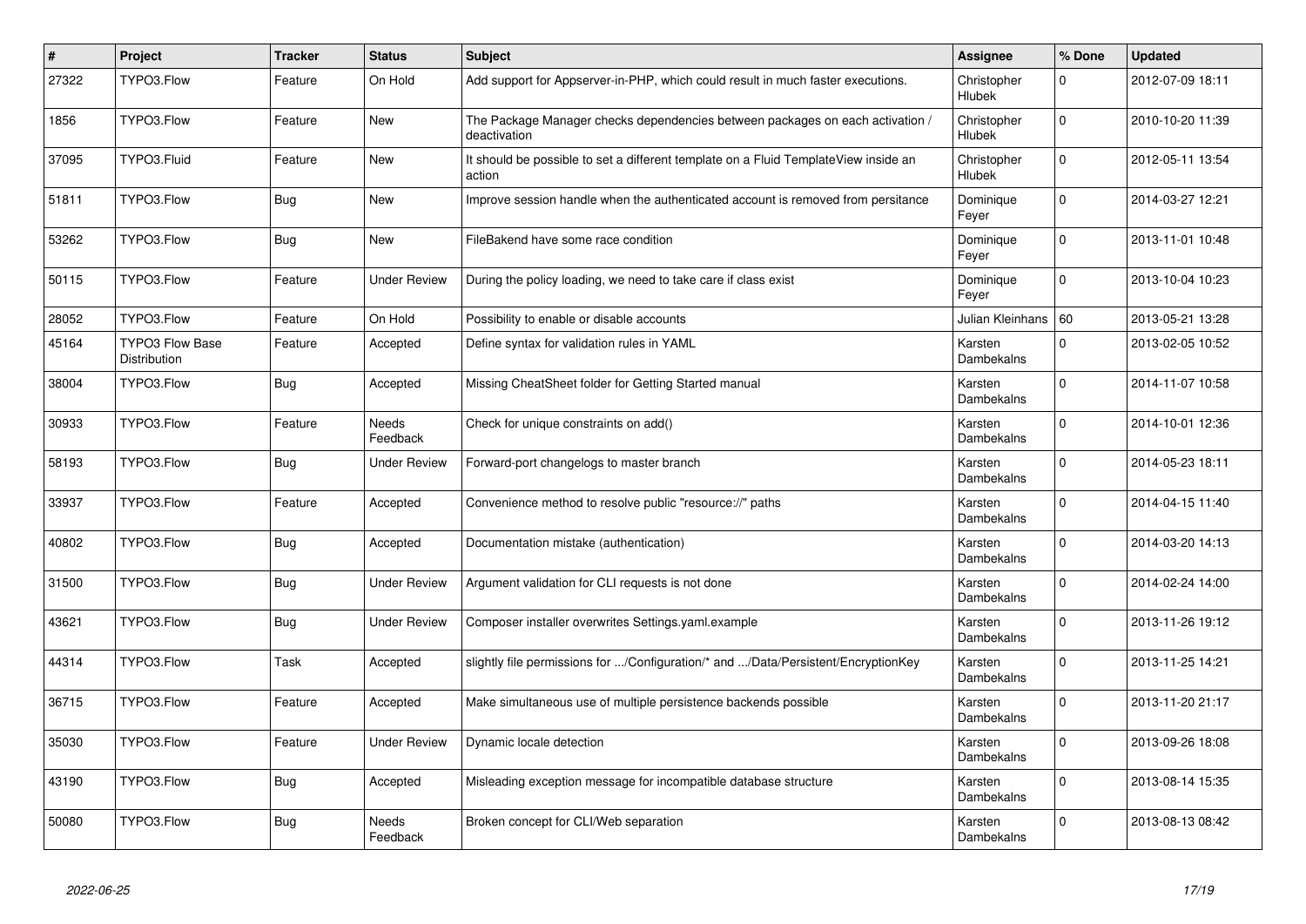| # | Project | Tracker | Status | Subject | Assignee | % Done | Updated |
|---|---|---|---|---|---|---|---|
| 27322 | TYPO3.Flow | Feature | On Hold | Add support for Appserver-in-PHP, which could result in much faster executions. | Christopher Hlubek | 0 | 2012-07-09 18:11 |
| 1856 | TYPO3.Flow | Feature | New | The Package Manager checks dependencies between packages on each activation / deactivation | Christopher Hlubek | 0 | 2010-10-20 11:39 |
| 37095 | TYPO3.Fluid | Feature | New | It should be possible to set a different template on a Fluid TemplateView inside an action | Christopher Hlubek | 0 | 2012-05-11 13:54 |
| 51811 | TYPO3.Flow | Bug | New | Improve session handle when the authenticated account is removed from persitance | Dominique Feyer | 0 | 2014-03-27 12:21 |
| 53262 | TYPO3.Flow | Bug | New | FileBakend have some race condition | Dominique Feyer | 0 | 2013-11-01 10:48 |
| 50115 | TYPO3.Flow | Feature | Under Review | During the policy loading, we need to take care if class exist | Dominique Feyer | 0 | 2013-10-04 10:23 |
| 28052 | TYPO3.Flow | Feature | On Hold | Possibility to enable or disable accounts | Julian Kleinhans | 60 | 2013-05-21 13:28 |
| 45164 | TYPO3 Flow Base Distribution | Feature | Accepted | Define syntax for validation rules in YAML | Karsten Dambekalns | 0 | 2013-02-05 10:52 |
| 38004 | TYPO3.Flow | Bug | Accepted | Missing CheatSheet folder for Getting Started manual | Karsten Dambekalns | 0 | 2014-11-07 10:58 |
| 30933 | TYPO3.Flow | Feature | Needs Feedback | Check for unique constraints on add() | Karsten Dambekalns | 0 | 2014-10-01 12:36 |
| 58193 | TYPO3.Flow | Bug | Under Review | Forward-port changelogs to master branch | Karsten Dambekalns | 0 | 2014-05-23 18:11 |
| 33937 | TYPO3.Flow | Feature | Accepted | Convenience method to resolve public "resource://" paths | Karsten Dambekalns | 0 | 2014-04-15 11:40 |
| 40802 | TYPO3.Flow | Bug | Accepted | Documentation mistake (authentication) | Karsten Dambekalns | 0 | 2014-03-20 14:13 |
| 31500 | TYPO3.Flow | Bug | Under Review | Argument validation for CLI requests is not done | Karsten Dambekalns | 0 | 2014-02-24 14:00 |
| 43621 | TYPO3.Flow | Bug | Under Review | Composer installer overwrites Settings.yaml.example | Karsten Dambekalns | 0 | 2013-11-26 19:12 |
| 44314 | TYPO3.Flow | Task | Accepted | slightly file permissions for .../Configuration/* and .../Data/Persistent/EncryptionKey | Karsten Dambekalns | 0 | 2013-11-25 14:21 |
| 36715 | TYPO3.Flow | Feature | Accepted | Make simultaneous use of multiple persistence backends possible | Karsten Dambekalns | 0 | 2013-11-20 21:17 |
| 35030 | TYPO3.Flow | Feature | Under Review | Dynamic locale detection | Karsten Dambekalns | 0 | 2013-09-26 18:08 |
| 43190 | TYPO3.Flow | Bug | Accepted | Misleading exception message for incompatible database structure | Karsten Dambekalns | 0 | 2013-08-14 15:35 |
| 50080 | TYPO3.Flow | Bug | Needs Feedback | Broken concept for CLI/Web separation | Karsten Dambekalns | 0 | 2013-08-13 08:42 |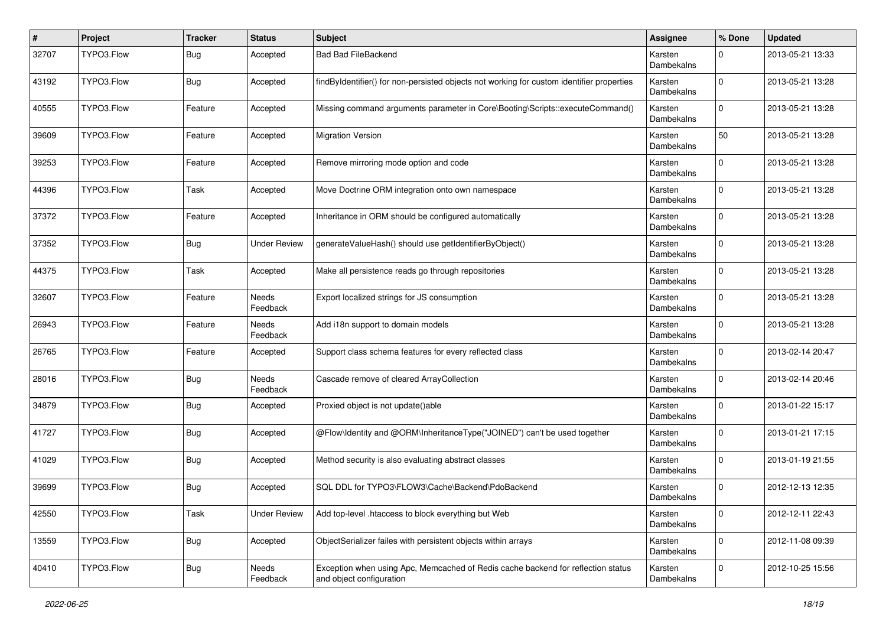| # | Project | Tracker | Status | Subject | Assignee | % Done | Updated |
|---|---|---|---|---|---|---|---|
| 32707 | TYPO3.Flow | Bug | Accepted | Bad Bad FileBackend | Karsten Dambekalns | 0 | 2013-05-21 13:33 |
| 43192 | TYPO3.Flow | Bug | Accepted | findByIdentifier() for non-persisted objects not working for custom identifier properties | Karsten Dambekalns | 0 | 2013-05-21 13:28 |
| 40555 | TYPO3.Flow | Feature | Accepted | Missing command arguments parameter in Core\Booting\Scripts::executeCommand() | Karsten Dambekalns | 0 | 2013-05-21 13:28 |
| 39609 | TYPO3.Flow | Feature | Accepted | Migration Version | Karsten Dambekalns | 50 | 2013-05-21 13:28 |
| 39253 | TYPO3.Flow | Feature | Accepted | Remove mirroring mode option and code | Karsten Dambekalns | 0 | 2013-05-21 13:28 |
| 44396 | TYPO3.Flow | Task | Accepted | Move Doctrine ORM integration onto own namespace | Karsten Dambekalns | 0 | 2013-05-21 13:28 |
| 37372 | TYPO3.Flow | Feature | Accepted | Inheritance in ORM should be configured automatically | Karsten Dambekalns | 0 | 2013-05-21 13:28 |
| 37352 | TYPO3.Flow | Bug | Under Review | generateValueHash() should use getIdentifierByObject() | Karsten Dambekalns | 0 | 2013-05-21 13:28 |
| 44375 | TYPO3.Flow | Task | Accepted | Make all persistence reads go through repositories | Karsten Dambekalns | 0 | 2013-05-21 13:28 |
| 32607 | TYPO3.Flow | Feature | Needs Feedback | Export localized strings for JS consumption | Karsten Dambekalns | 0 | 2013-05-21 13:28 |
| 26943 | TYPO3.Flow | Feature | Needs Feedback | Add i18n support to domain models | Karsten Dambekalns | 0 | 2013-05-21 13:28 |
| 26765 | TYPO3.Flow | Feature | Accepted | Support class schema features for every reflected class | Karsten Dambekalns | 0 | 2013-02-14 20:47 |
| 28016 | TYPO3.Flow | Bug | Needs Feedback | Cascade remove of cleared ArrayCollection | Karsten Dambekalns | 0 | 2013-02-14 20:46 |
| 34879 | TYPO3.Flow | Bug | Accepted | Proxied object is not update()able | Karsten Dambekalns | 0 | 2013-01-22 15:17 |
| 41727 | TYPO3.Flow | Bug | Accepted | @Flow\Identity and @ORM\InheritanceType("JOINED") can't be used together | Karsten Dambekalns | 0 | 2013-01-21 17:15 |
| 41029 | TYPO3.Flow | Bug | Accepted | Method security is also evaluating abstract classes | Karsten Dambekalns | 0 | 2013-01-19 21:55 |
| 39699 | TYPO3.Flow | Bug | Accepted | SQL DDL for TYPO3\FLOW3\Cache\Backend\PdoBackend | Karsten Dambekalns | 0 | 2012-12-13 12:35 |
| 42550 | TYPO3.Flow | Task | Under Review | Add top-level .htaccess to block everything but Web | Karsten Dambekalns | 0 | 2012-12-11 22:43 |
| 13559 | TYPO3.Flow | Bug | Accepted | ObjectSerializer failes with persistent objects within arrays | Karsten Dambekalns | 0 | 2012-11-08 09:39 |
| 40410 | TYPO3.Flow | Bug | Needs Feedback | Exception when using Apc, Memcached of Redis cache backend for reflection status and object configuration | Karsten Dambekalns | 0 | 2012-10-25 15:56 |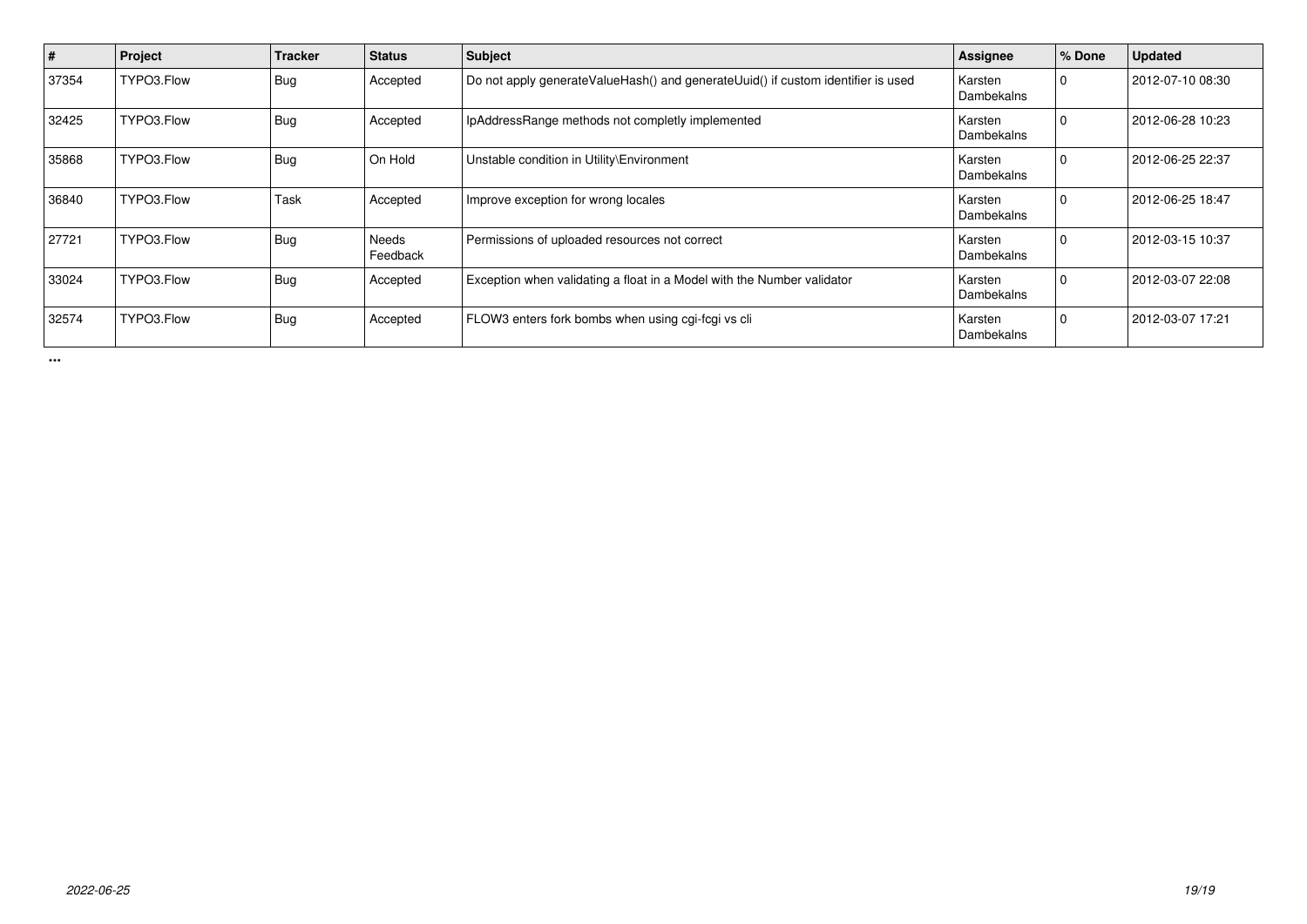| # | Project | Tracker | Status | Subject | Assignee | % Done | Updated |
|---|---|---|---|---|---|---|---|
| 37354 | TYPO3.Flow | Bug | Accepted | Do not apply generateValueHash() and generateUuid() if custom identifier is used | Karsten Dambekalns | 0 | 2012-07-10 08:30 |
| 32425 | TYPO3.Flow | Bug | Accepted | IpAddressRange methods not completly implemented | Karsten Dambekalns | 0 | 2012-06-28 10:23 |
| 35868 | TYPO3.Flow | Bug | On Hold | Unstable condition in Utility\Environment | Karsten Dambekalns | 0 | 2012-06-25 22:37 |
| 36840 | TYPO3.Flow | Task | Accepted | Improve exception for wrong locales | Karsten Dambekalns | 0 | 2012-06-25 18:47 |
| 27721 | TYPO3.Flow | Bug | Needs Feedback | Permissions of uploaded resources not correct | Karsten Dambekalns | 0 | 2012-03-15 10:37 |
| 33024 | TYPO3.Flow | Bug | Accepted | Exception when validating a float in a Model with the Number validator | Karsten Dambekalns | 0 | 2012-03-07 22:08 |
| 32574 | TYPO3.Flow | Bug | Accepted | FLOW3 enters fork bombs when using cgi-fcgi vs cli | Karsten Dambekalns | 0 | 2012-03-07 17:21 |

...